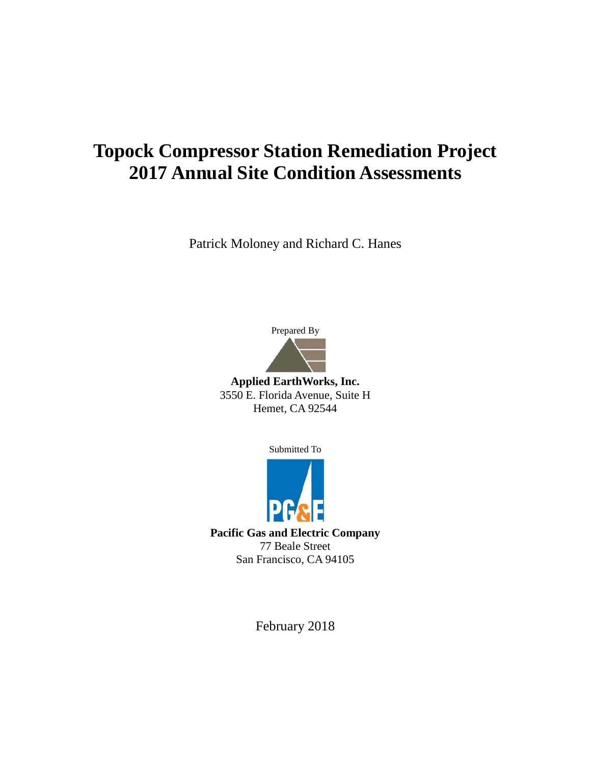# Topock Compressor Station Remediation Project 2017 Annual Site Condition Assessments

Patrick Moloney and Richard C. Hanes

Prepared By

**Applied EarthWorks, Inc.**
3550 E. Florida Avenue, Suite H
Hemet, CA 92544

Submitted To

**Pacific Gas and Electric Company**
77 Beale Street
San Francisco, CA 94105

February 2018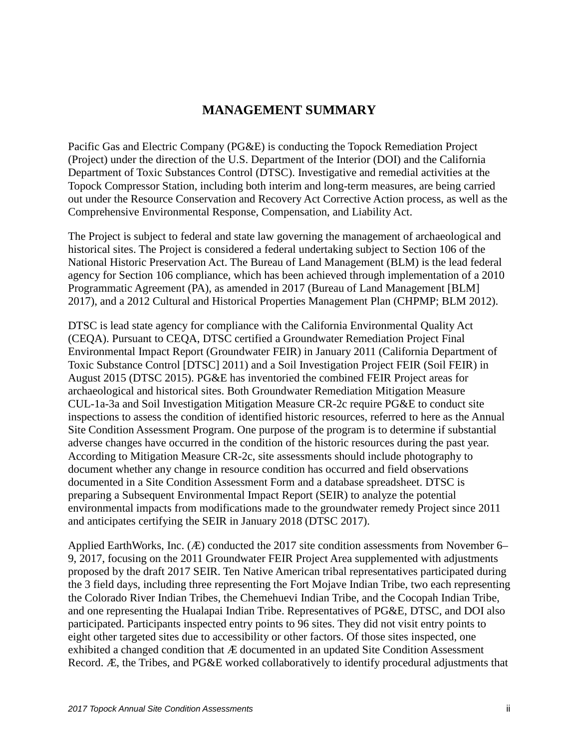# MANAGEMENT SUMMARY

Pacific Gas and Electric Company (PG&E) is conducting the Topock Remediation Project (Project) under the direction of the U.S. Department of the Interior (DOI) and the California Department of Toxic Substances Control (DTSC). Investigative and remedial activities at the Topock Compressor Station, including both interim and long-term measures, are being carried out under the Resource Conservation and Recovery Act Corrective Action process, as well as the Comprehensive Environmental Response, Compensation, and Liability Act.

The Project is subject to federal and state law governing the management of archaeological and historical sites. The Project is considered a federal undertaking subject to Section 106 of the National Historic Preservation Act. The Bureau of Land Management (BLM) is the lead federal agency for Section 106 compliance, which has been achieved through implementation of a 2010 Programmatic Agreement (PA), as amended in 2017 (Bureau of Land Management [BLM] 2017), and a 2012 Cultural and Historical Properties Management Plan (CHPMP; BLM 2012).

DTSC is lead state agency for compliance with the California Environmental Quality Act (CEQA). Pursuant to CEQA, DTSC certified a Groundwater Remediation Project Final Environmental Impact Report (Groundwater FEIR) in January 2011 (California Department of Toxic Substance Control [DTSC] 2011) and a Soil Investigation Project FEIR (Soil FEIR) in August 2015 (DTSC 2015). PG&E has inventoried the combined FEIR Project areas for archaeological and historical sites. Both Groundwater Remediation Mitigation Measure CUL-1a-3a and Soil Investigation Mitigation Measure CR-2c require PG&E to conduct site inspections to assess the condition of identified historic resources, referred to here as the Annual Site Condition Assessment Program. One purpose of the program is to determine if substantial adverse changes have occurred in the condition of the historic resources during the past year. According to Mitigation Measure CR-2c, site assessments should include photography to document whether any change in resource condition has occurred and field observations documented in a Site Condition Assessment Form and a database spreadsheet. DTSC is preparing a Subsequent Environmental Impact Report (SEIR) to analyze the potential environmental impacts from modifications made to the groundwater remedy Project since 2011 and anticipates certifying the SEIR in January 2018 (DTSC 2017).

Applied EarthWorks, Inc. (Æ) conducted the 2017 site condition assessments from November 6–9, 2017, focusing on the 2011 Groundwater FEIR Project Area supplemented with adjustments proposed by the draft 2017 SEIR. Ten Native American tribal representatives participated during the 3 field days, including three representing the Fort Mojave Indian Tribe, two each representing the Colorado River Indian Tribes, the Chemehuevi Indian Tribe, and the Cocopah Indian Tribe, and one representing the Hualapai Indian Tribe. Representatives of PG&E, DTSC, and DOI also participated. Participants inspected entry points to 96 sites. They did not visit entry points to eight other targeted sites due to accessibility or other factors. Of those sites inspected, one exhibited a changed condition that Æ documented in an updated Site Condition Assessment Record. Æ, the Tribes, and PG&E worked collaboratively to identify procedural adjustments that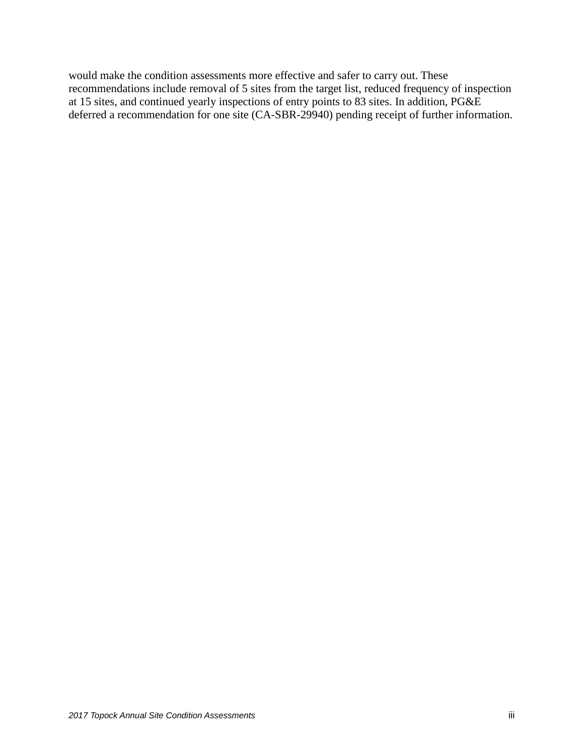would make the condition assessments more effective and safer to carry out. These recommendations include removal of 5 sites from the target list, reduced frequency of inspection at 15 sites, and continued yearly inspections of entry points to 83 sites. In addition, PG&E deferred a recommendation for one site (CA-SBR-29940) pending receipt of further information.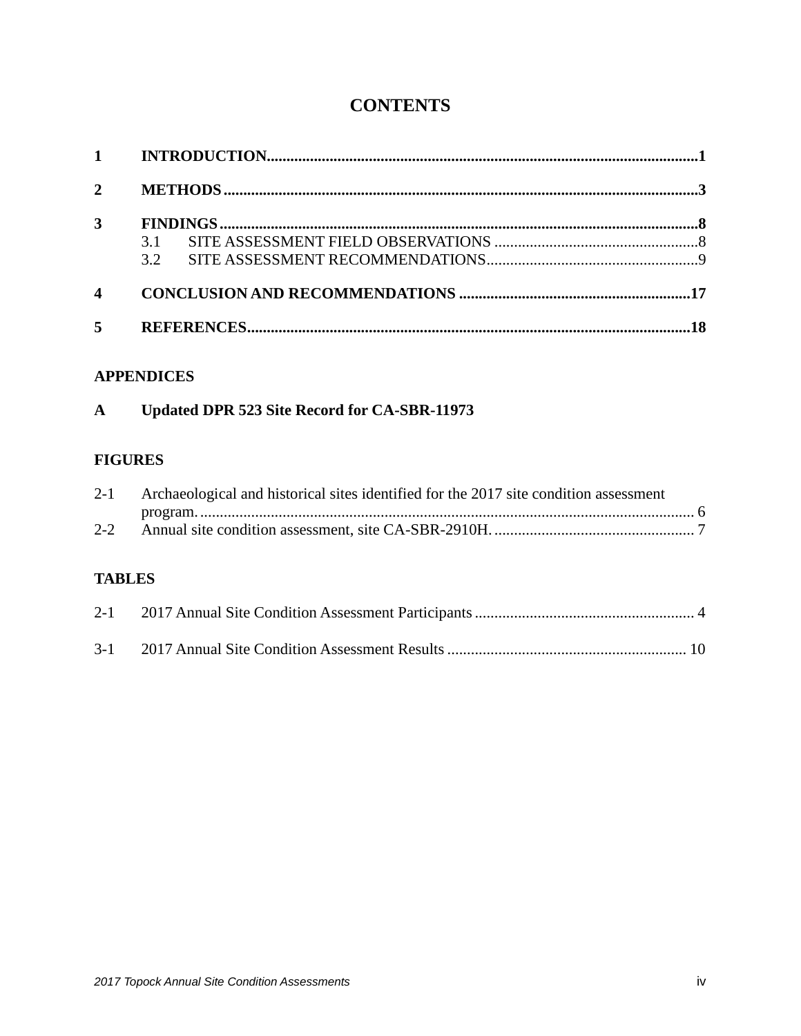# CONTENTS

| | | |
|---|---|---|
| **1** | **INTRODUCTION** | **1** |
| **2** | **METHODS** | **3** |
| **3** | **FINDINGS** | **8** |
| | 3.1 SITE ASSESSMENT FIELD OBSERVATIONS | 8 |
| | 3.2 SITE ASSESSMENT RECOMMENDATIONS | 9 |
| **4** | **CONCLUSION AND RECOMMENDATIONS** | **17** |
| **5** | **REFERENCES** | **18** |

## APPENDICES

**A Updated DPR 523 Site Record for CA-SBR-11973**

## FIGURES

| | | |
|---|---|---|
| 2-1 | Archaeological and historical sites identified for the 2017 site condition assessment program. | 6 |
| 2-2 | Annual site condition assessment, site CA-SBR-2910H. | 7 |

## TABLES

| | | |
|---|---|---|
| 2-1 | 2017 Annual Site Condition Assessment Participants | 4 |
| 3-1 | 2017 Annual Site Condition Assessment Results | 10 |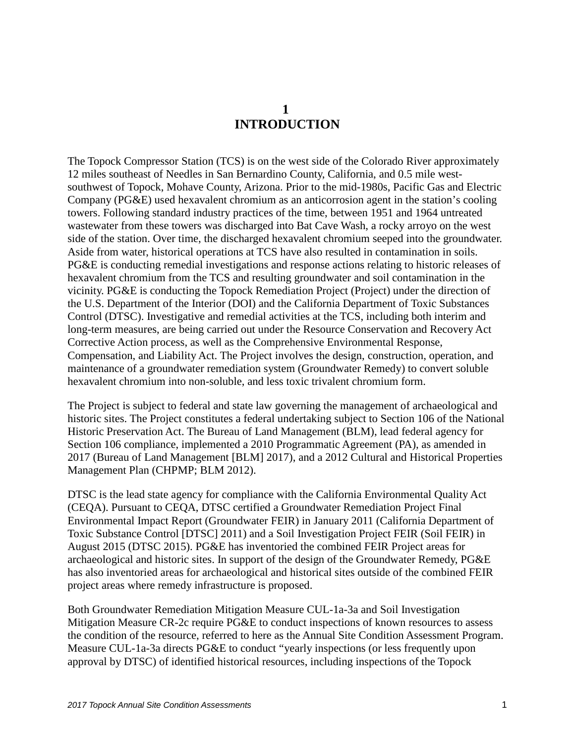# 1 INTRODUCTION

The Topock Compressor Station (TCS) is on the west side of the Colorado River approximately 12 miles southeast of Needles in San Bernardino County, California, and 0.5 mile west-southwest of Topock, Mohave County, Arizona. Prior to the mid-1980s, Pacific Gas and Electric Company (PG&E) used hexavalent chromium as an anticorrosion agent in the station's cooling towers. Following standard industry practices of the time, between 1951 and 1964 untreated wastewater from these towers was discharged into Bat Cave Wash, a rocky arroyo on the west side of the station. Over time, the discharged hexavalent chromium seeped into the groundwater. Aside from water, historical operations at TCS have also resulted in contamination in soils. PG&E is conducting remedial investigations and response actions relating to historic releases of hexavalent chromium from the TCS and resulting groundwater and soil contamination in the vicinity. PG&E is conducting the Topock Remediation Project (Project) under the direction of the U.S. Department of the Interior (DOI) and the California Department of Toxic Substances Control (DTSC). Investigative and remedial activities at the TCS, including both interim and long-term measures, are being carried out under the Resource Conservation and Recovery Act Corrective Action process, as well as the Comprehensive Environmental Response, Compensation, and Liability Act. The Project involves the design, construction, operation, and maintenance of a groundwater remediation system (Groundwater Remedy) to convert soluble hexavalent chromium into non-soluble, and less toxic trivalent chromium form.

The Project is subject to federal and state law governing the management of archaeological and historic sites. The Project constitutes a federal undertaking subject to Section 106 of the National Historic Preservation Act. The Bureau of Land Management (BLM), lead federal agency for Section 106 compliance, implemented a 2010 Programmatic Agreement (PA), as amended in 2017 (Bureau of Land Management [BLM] 2017), and a 2012 Cultural and Historical Properties Management Plan (CHPMP; BLM 2012).

DTSC is the lead state agency for compliance with the California Environmental Quality Act (CEQA). Pursuant to CEQA, DTSC certified a Groundwater Remediation Project Final Environmental Impact Report (Groundwater FEIR) in January 2011 (California Department of Toxic Substance Control [DTSC] 2011) and a Soil Investigation Project FEIR (Soil FEIR) in August 2015 (DTSC 2015). PG&E has inventoried the combined FEIR Project areas for archaeological and historic sites. In support of the design of the Groundwater Remedy, PG&E has also inventoried areas for archaeological and historical sites outside of the combined FEIR project areas where remedy infrastructure is proposed.

Both Groundwater Remediation Mitigation Measure CUL-1a-3a and Soil Investigation Mitigation Measure CR-2c require PG&E to conduct inspections of known resources to assess the condition of the resource, referred to here as the Annual Site Condition Assessment Program. Measure CUL-1a-3a directs PG&E to conduct "yearly inspections (or less frequently upon approval by DTSC) of identified historical resources, including inspections of the Topock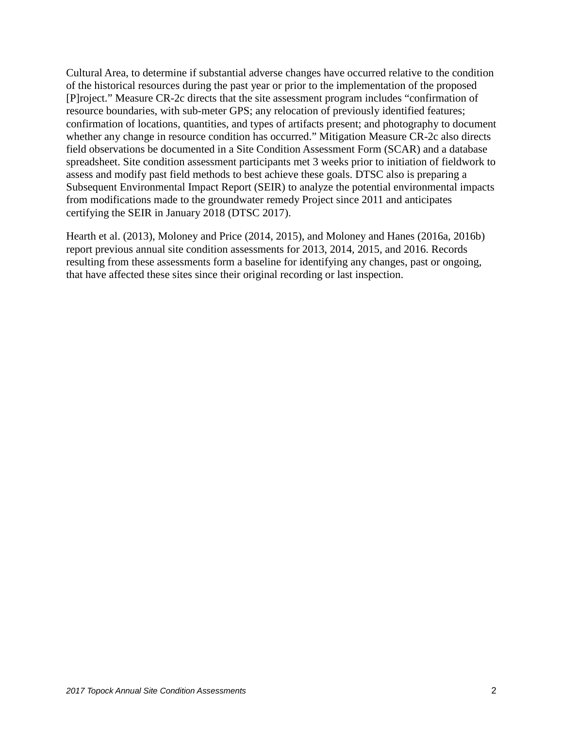Cultural Area, to determine if substantial adverse changes have occurred relative to the condition of the historical resources during the past year or prior to the implementation of the proposed [P]roject." Measure CR-2c directs that the site assessment program includes "confirmation of resource boundaries, with sub-meter GPS; any relocation of previously identified features; confirmation of locations, quantities, and types of artifacts present; and photography to document whether any change in resource condition has occurred." Mitigation Measure CR-2c also directs field observations be documented in a Site Condition Assessment Form (SCAR) and a database spreadsheet. Site condition assessment participants met 3 weeks prior to initiation of fieldwork to assess and modify past field methods to best achieve these goals. DTSC also is preparing a Subsequent Environmental Impact Report (SEIR) to analyze the potential environmental impacts from modifications made to the groundwater remedy Project since 2011 and anticipates certifying the SEIR in January 2018 (DTSC 2017).

Hearth et al. (2013), Moloney and Price (2014, 2015), and Moloney and Hanes (2016a, 2016b) report previous annual site condition assessments for 2013, 2014, 2015, and 2016. Records resulting from these assessments form a baseline for identifying any changes, past or ongoing, that have affected these sites since their original recording or last inspection.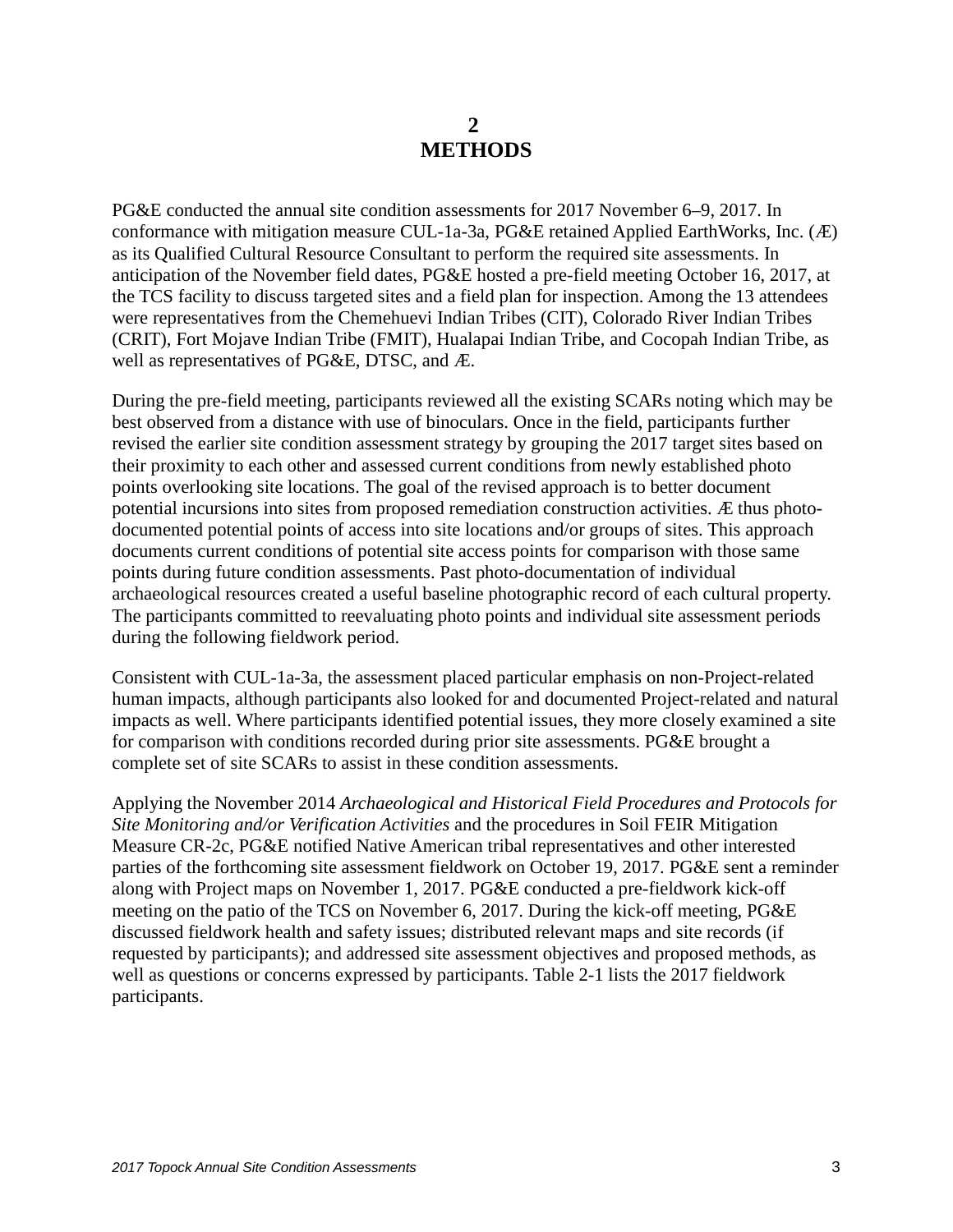# 2 METHODS

PG&E conducted the annual site condition assessments for 2017 November 6–9, 2017. In conformance with mitigation measure CUL-1a-3a, PG&E retained Applied EarthWorks, Inc. (Æ) as its Qualified Cultural Resource Consultant to perform the required site assessments. In anticipation of the November field dates, PG&E hosted a pre-field meeting October 16, 2017, at the TCS facility to discuss targeted sites and a field plan for inspection. Among the 13 attendees were representatives from the Chemehuevi Indian Tribes (CIT), Colorado River Indian Tribes (CRIT), Fort Mojave Indian Tribe (FMIT), Hualapai Indian Tribe, and Cocopah Indian Tribe, as well as representatives of PG&E, DTSC, and Æ.

During the pre-field meeting, participants reviewed all the existing SCARs noting which may be best observed from a distance with use of binoculars. Once in the field, participants further revised the earlier site condition assessment strategy by grouping the 2017 target sites based on their proximity to each other and assessed current conditions from newly established photo points overlooking site locations. The goal of the revised approach is to better document potential incursions into sites from proposed remediation construction activities. Æ thus photo-documented potential points of access into site locations and/or groups of sites. This approach documents current conditions of potential site access points for comparison with those same points during future condition assessments. Past photo-documentation of individual archaeological resources created a useful baseline photographic record of each cultural property. The participants committed to reevaluating photo points and individual site assessment periods during the following fieldwork period.

Consistent with CUL-1a-3a, the assessment placed particular emphasis on non-Project-related human impacts, although participants also looked for and documented Project-related and natural impacts as well. Where participants identified potential issues, they more closely examined a site for comparison with conditions recorded during prior site assessments. PG&E brought a complete set of site SCARs to assist in these condition assessments.

Applying the November 2014 *Archaeological and Historical Field Procedures and Protocols for Site Monitoring and/or Verification Activities* and the procedures in Soil FEIR Mitigation Measure CR-2c, PG&E notified Native American tribal representatives and other interested parties of the forthcoming site assessment fieldwork on October 19, 2017. PG&E sent a reminder along with Project maps on November 1, 2017. PG&E conducted a pre-fieldwork kick-off meeting on the patio of the TCS on November 6, 2017. During the kick-off meeting, PG&E discussed fieldwork health and safety issues; distributed relevant maps and site records (if requested by participants); and addressed site assessment objectives and proposed methods, as well as questions or concerns expressed by participants. Table 2-1 lists the 2017 fieldwork participants.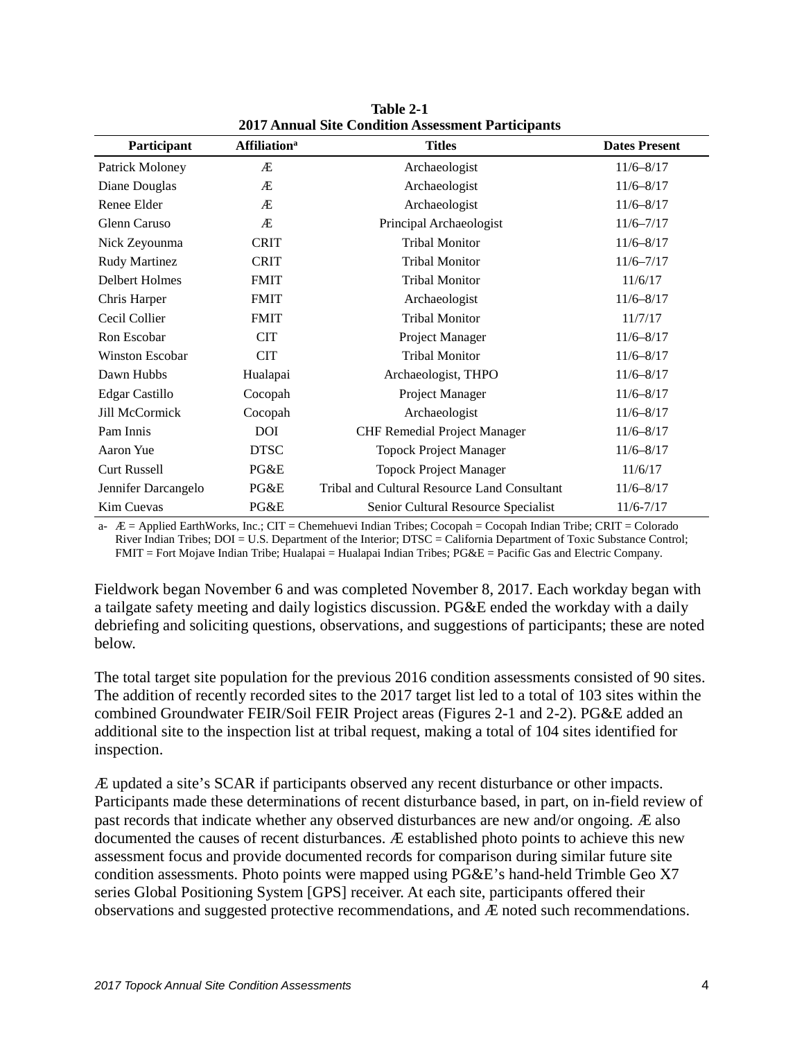**Table 2-1**
**2017 Annual Site Condition Assessment Participants**

| Participant | Affiliation[a] | Titles | Dates Present |
|---|---|---|---|
| Patrick Moloney | Æ | Archaeologist | 11/6–8/17 |
| Diane Douglas | Æ | Archaeologist | 11/6–8/17 |
| Renee Elder | Æ | Archaeologist | 11/6–8/17 |
| Glenn Caruso | Æ | Principal Archaeologist | 11/6–7/17 |
| Nick Zeyounma | CRIT | Tribal Monitor | 11/6–8/17 |
| Rudy Martinez | CRIT | Tribal Monitor | 11/6–7/17 |
| Delbert Holmes | FMIT | Tribal Monitor | 11/6/17 |
| Chris Harper | FMIT | Archaeologist | 11/6–8/17 |
| Cecil Collier | FMIT | Tribal Monitor | 11/7/17 |
| Ron Escobar | CIT | Project Manager | 11/6–8/17 |
| Winston Escobar | CIT | Tribal Monitor | 11/6–8/17 |
| Dawn Hubbs | Hualapai | Archaeologist, THPO | 11/6–8/17 |
| Edgar Castillo | Cocopah | Project Manager | 11/6–8/17 |
| Jill McCormick | Cocopah | Archaeologist | 11/6–8/17 |
| Pam Innis | DOI | CHF Remedial Project Manager | 11/6–8/17 |
| Aaron Yue | DTSC | Topock Project Manager | 11/6–8/17 |
| Curt Russell | PG&E | Topock Project Manager | 11/6/17 |
| Jennifer Darcangelo | PG&E | Tribal and Cultural Resource Land Consultant | 11/6–8/17 |
| Kim Cuevas | PG&E | Senior Cultural Resource Specialist | 11/6-7/17 |

a- Æ = Applied EarthWorks, Inc.; CIT = Chemehuevi Indian Tribes; Cocopah = Cocopah Indian Tribe; CRIT = Colorado River Indian Tribes; DOI = U.S. Department of the Interior; DTSC = California Department of Toxic Substance Control; FMIT = Fort Mojave Indian Tribe; Hualapai = Hualapai Indian Tribes; PG&E = Pacific Gas and Electric Company.

Fieldwork began November 6 and was completed November 8, 2017. Each workday began with a tailgate safety meeting and daily logistics discussion. PG&E ended the workday with a daily debriefing and soliciting questions, observations, and suggestions of participants; these are noted below.

The total target site population for the previous 2016 condition assessments consisted of 90 sites. The addition of recently recorded sites to the 2017 target list led to a total of 103 sites within the combined Groundwater FEIR/Soil FEIR Project areas (Figures 2-1 and 2-2). PG&E added an additional site to the inspection list at tribal request, making a total of 104 sites identified for inspection.

Æ updated a site's SCAR if participants observed any recent disturbance or other impacts. Participants made these determinations of recent disturbance based, in part, on in-field review of past records that indicate whether any observed disturbances are new and/or ongoing. Æ also documented the causes of recent disturbances. Æ established photo points to achieve this new assessment focus and provide documented records for comparison during similar future site condition assessments. Photo points were mapped using PG&E's hand-held Trimble Geo X7 series Global Positioning System [GPS] receiver. At each site, participants offered their observations and suggested protective recommendations, and Æ noted such recommendations.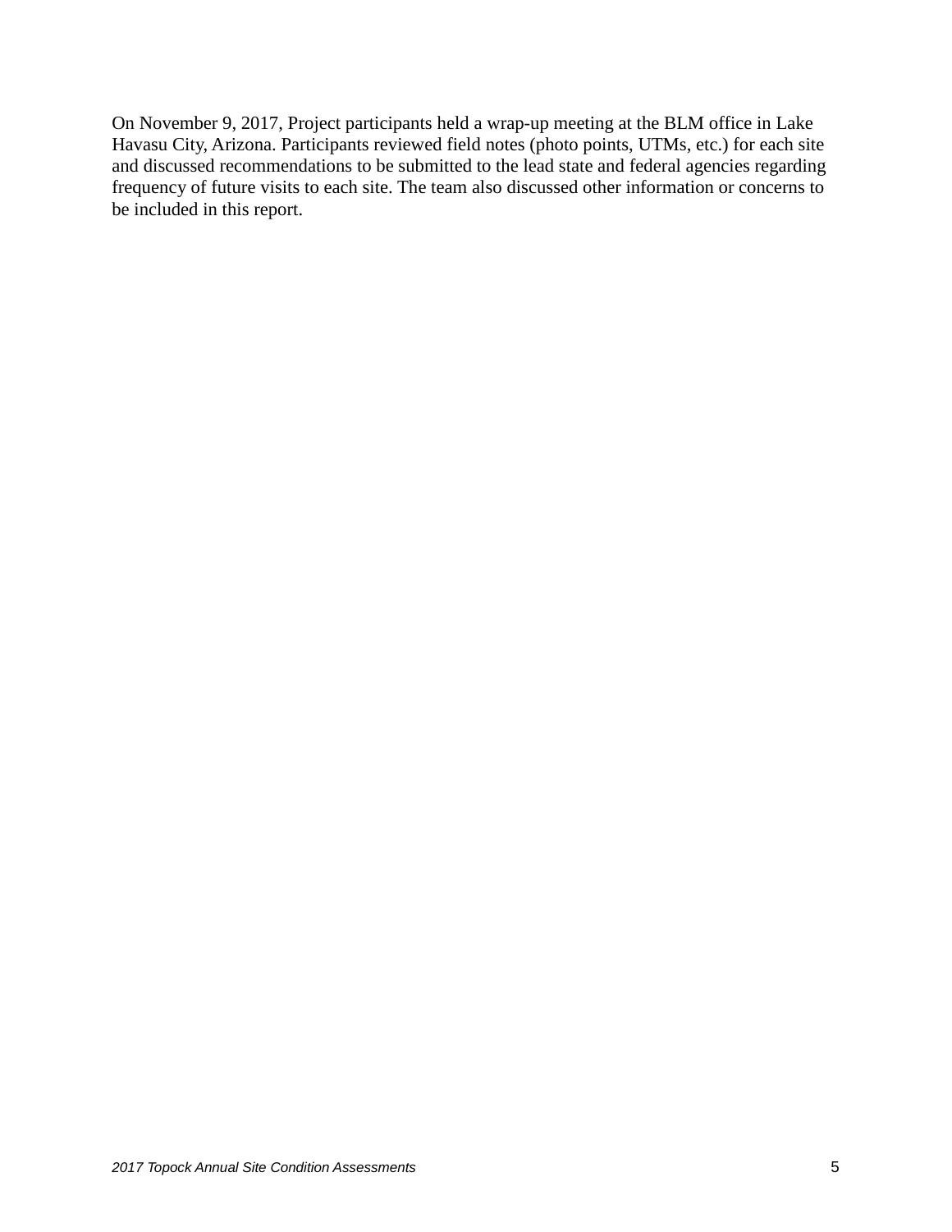On November 9, 2017, Project participants held a wrap-up meeting at the BLM office in Lake Havasu City, Arizona. Participants reviewed field notes (photo points, UTMs, etc.) for each site and discussed recommendations to be submitted to the lead state and federal agencies regarding frequency of future visits to each site. The team also discussed other information or concerns to be included in this report.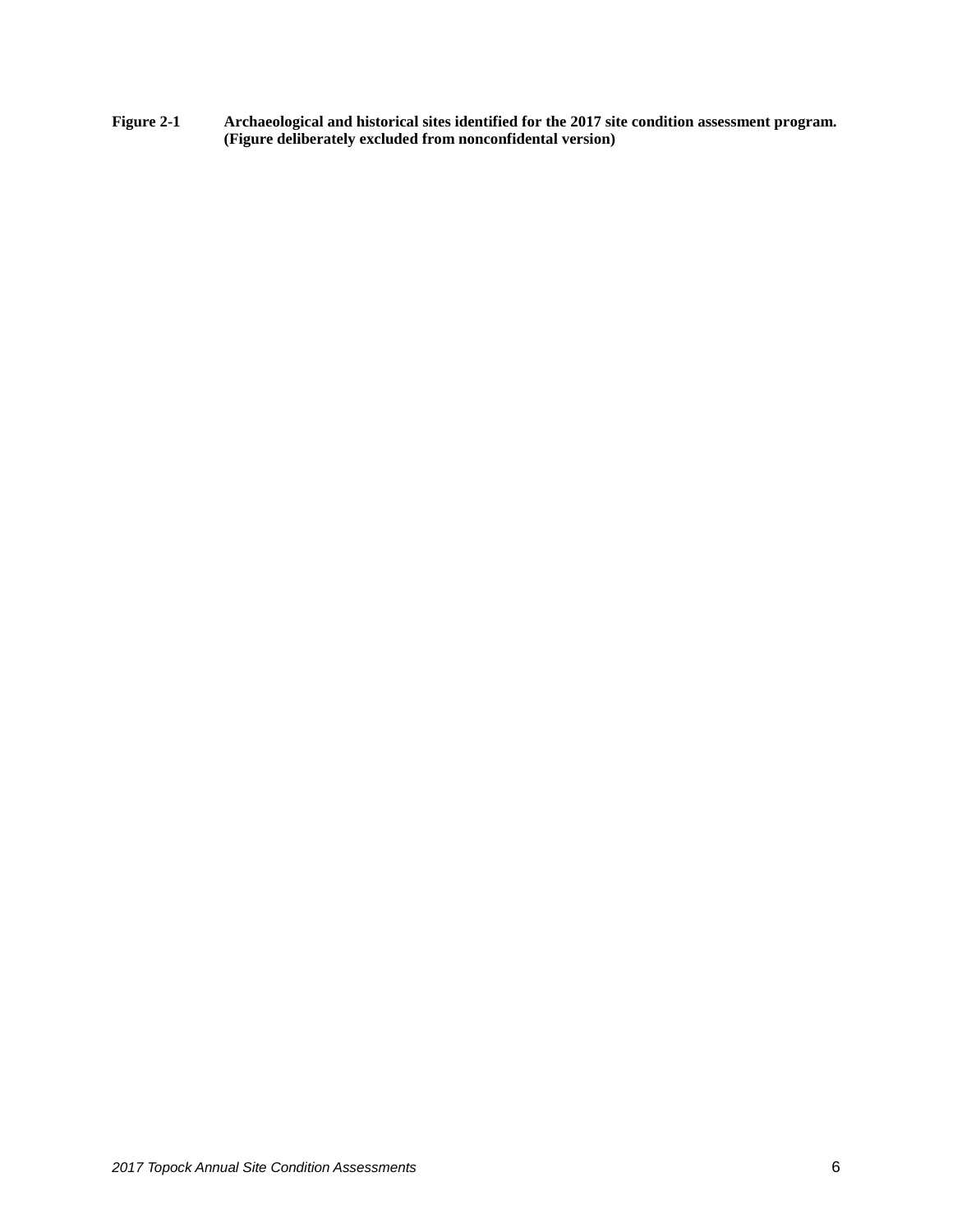**Figure 2-1 Archaeological and historical sites identified for the 2017 site condition assessment program. (Figure deliberately excluded from nonconfidental version)**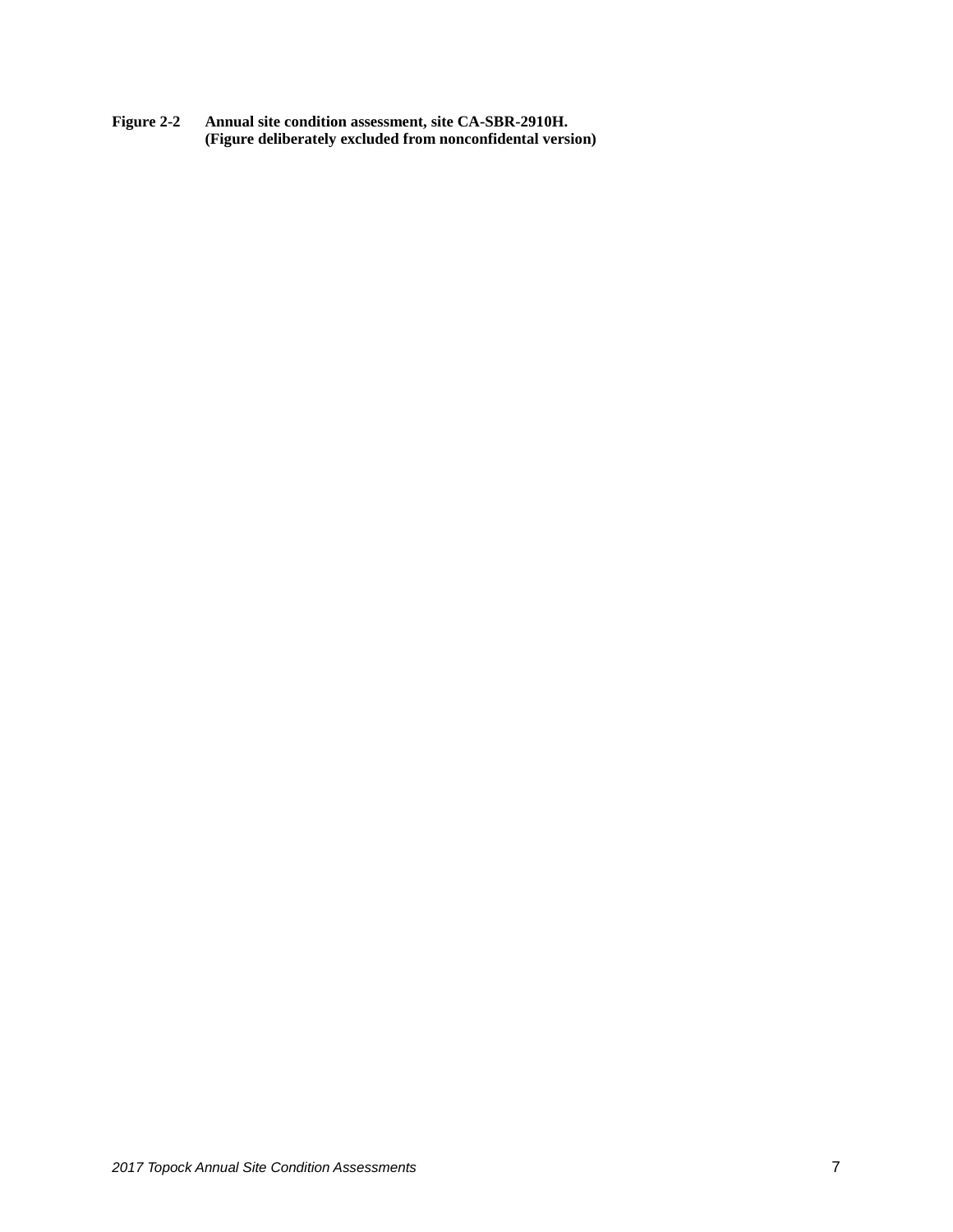**Figure 2-2 Annual site condition assessment, site CA-SBR-2910H.**
**(Figure deliberately excluded from nonconfidental version)**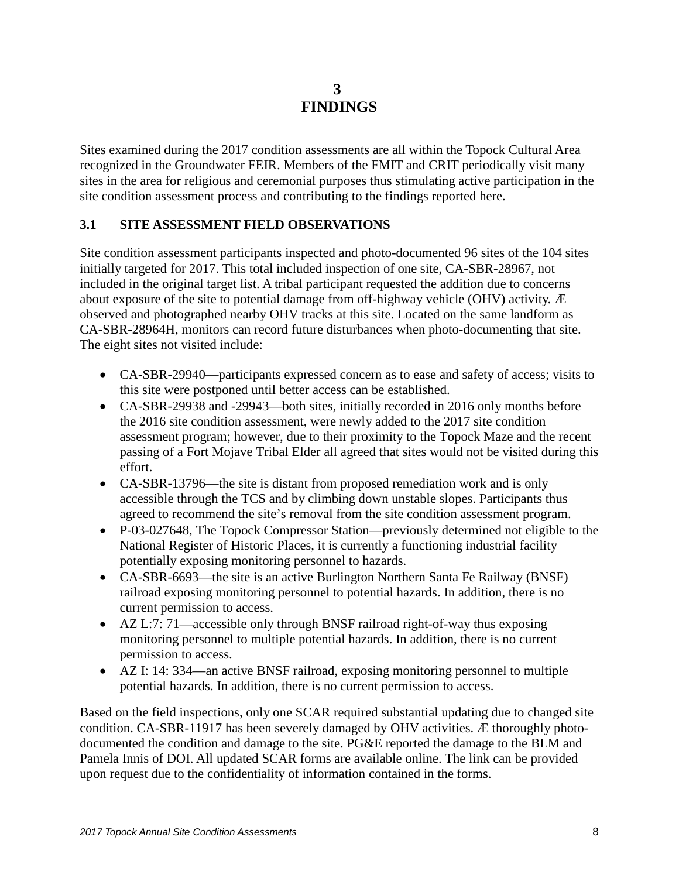# 3 FINDINGS

Sites examined during the 2017 condition assessments are all within the Topock Cultural Area recognized in the Groundwater FEIR. Members of the FMIT and CRIT periodically visit many sites in the area for religious and ceremonial purposes thus stimulating active participation in the site condition assessment process and contributing to the findings reported here.

## 3.1 SITE ASSESSMENT FIELD OBSERVATIONS

Site condition assessment participants inspected and photo-documented 96 sites of the 104 sites initially targeted for 2017. This total included inspection of one site, CA-SBR-28967, not included in the original target list. A tribal participant requested the addition due to concerns about exposure of the site to potential damage from off-highway vehicle (OHV) activity. Æ observed and photographed nearby OHV tracks at this site. Located on the same landform as CA-SBR-28964H, monitors can record future disturbances when photo-documenting that site. The eight sites not visited include:

- CA-SBR-29940—participants expressed concern as to ease and safety of access; visits to this site were postponed until better access can be established.
- CA-SBR-29938 and -29943—both sites, initially recorded in 2016 only months before the 2016 site condition assessment, were newly added to the 2017 site condition assessment program; however, due to their proximity to the Topock Maze and the recent passing of a Fort Mojave Tribal Elder all agreed that sites would not be visited during this effort.
- CA-SBR-13796—the site is distant from proposed remediation work and is only accessible through the TCS and by climbing down unstable slopes. Participants thus agreed to recommend the site's removal from the site condition assessment program.
- P-03-027648, The Topock Compressor Station—previously determined not eligible to the National Register of Historic Places, it is currently a functioning industrial facility potentially exposing monitoring personnel to hazards.
- CA-SBR-6693—the site is an active Burlington Northern Santa Fe Railway (BNSF) railroad exposing monitoring personnel to potential hazards. In addition, there is no current permission to access.
- AZ L:7: 71—accessible only through BNSF railroad right-of-way thus exposing monitoring personnel to multiple potential hazards. In addition, there is no current permission to access.
- AZ I: 14: 334—an active BNSF railroad, exposing monitoring personnel to multiple potential hazards. In addition, there is no current permission to access.

Based on the field inspections, only one SCAR required substantial updating due to changed site condition. CA-SBR-11917 has been severely damaged by OHV activities. Æ thoroughly photo-documented the condition and damage to the site. PG&E reported the damage to the BLM and Pamela Innis of DOI. All updated SCAR forms are available online. The link can be provided upon request due to the confidentiality of information contained in the forms.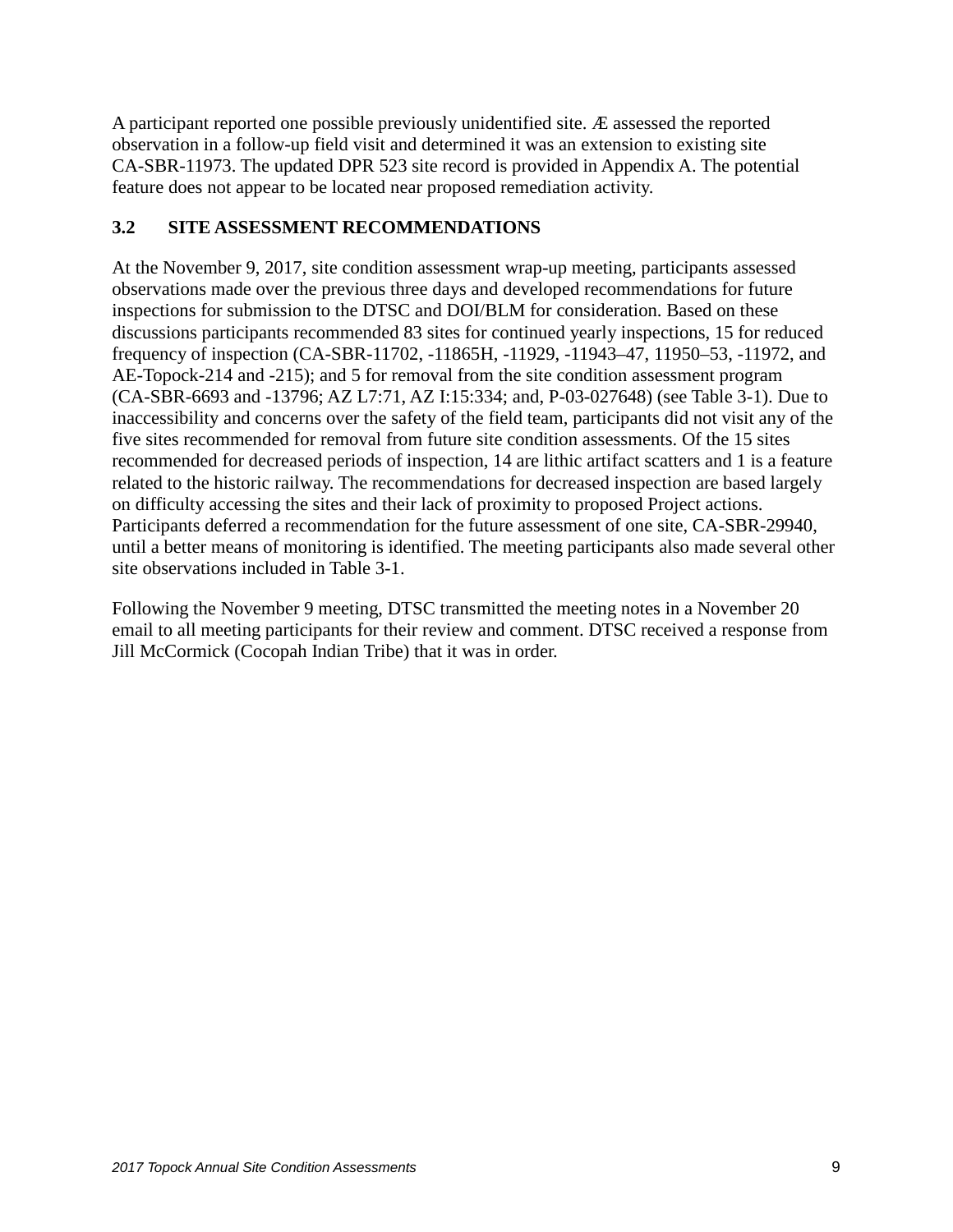A participant reported one possible previously unidentified site. Æ assessed the reported observation in a follow-up field visit and determined it was an extension to existing site CA-SBR-11973. The updated DPR 523 site record is provided in Appendix A. The potential feature does not appear to be located near proposed remediation activity.

## 3.2 SITE ASSESSMENT RECOMMENDATIONS

At the November 9, 2017, site condition assessment wrap-up meeting, participants assessed observations made over the previous three days and developed recommendations for future inspections for submission to the DTSC and DOI/BLM for consideration. Based on these discussions participants recommended 83 sites for continued yearly inspections, 15 for reduced frequency of inspection (CA-SBR-11702, -11865H, -11929, -11943–47, 11950–53, -11972, and AE-Topock-214 and -215); and 5 for removal from the site condition assessment program (CA-SBR-6693 and -13796; AZ L7:71, AZ I:15:334; and, P-03-027648) (see Table 3-1). Due to inaccessibility and concerns over the safety of the field team, participants did not visit any of the five sites recommended for removal from future site condition assessments. Of the 15 sites recommended for decreased periods of inspection, 14 are lithic artifact scatters and 1 is a feature related to the historic railway. The recommendations for decreased inspection are based largely on difficulty accessing the sites and their lack of proximity to proposed Project actions. Participants deferred a recommendation for the future assessment of one site, CA-SBR-29940, until a better means of monitoring is identified. The meeting participants also made several other site observations included in Table 3-1.

Following the November 9 meeting, DTSC transmitted the meeting notes in a November 20 email to all meeting participants for their review and comment. DTSC received a response from Jill McCormick (Cocopah Indian Tribe) that it was in order.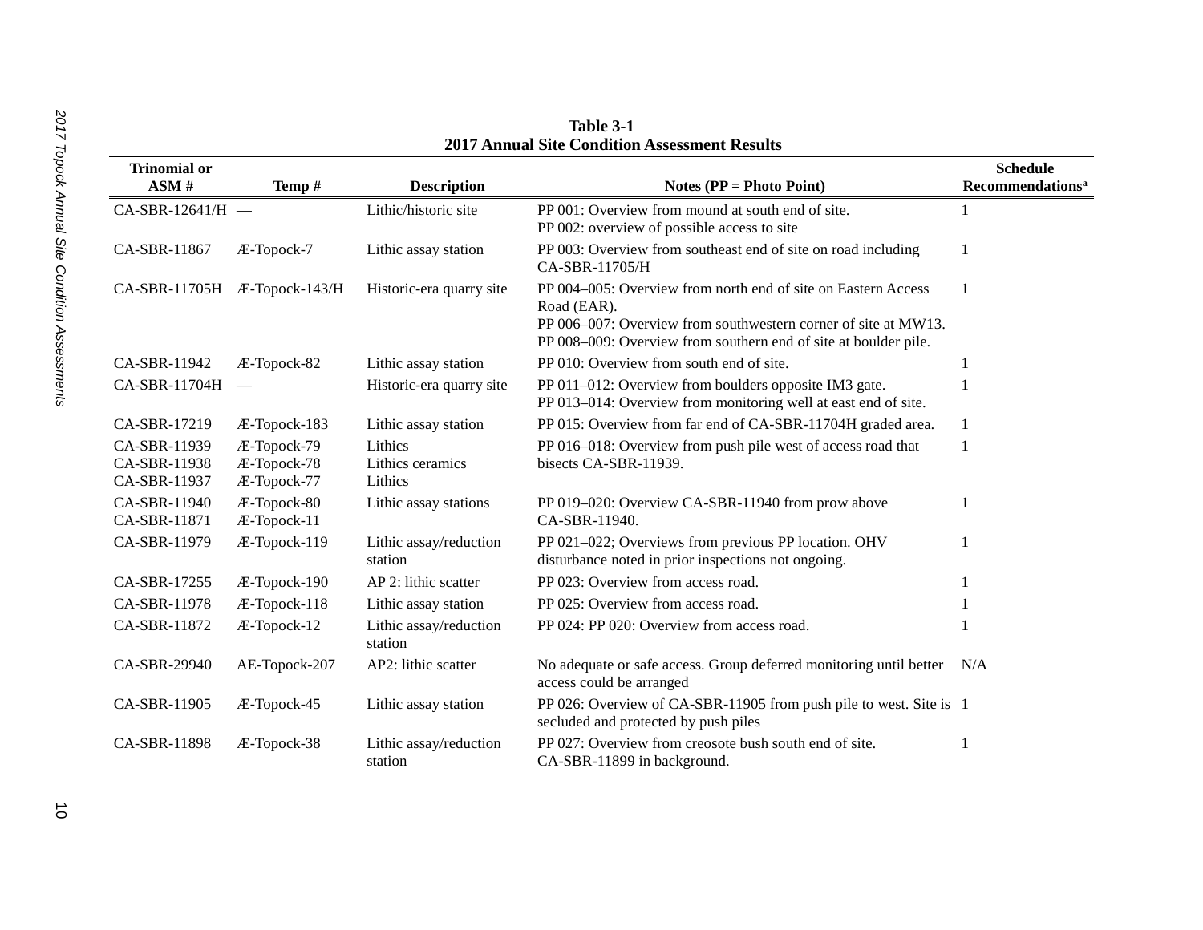**Table 3-1**
**2017 Annual Site Condition Assessment Results**

| Trinomial or ASM # | Temp # | Description | Notes (PP = Photo Point) | Schedule Recommendations[a] |
|---|---|---|---|---|
| CA-SBR-12641/H | — | Lithic/historic site | PP 001: Overview from mound at south end of site.<br>PP 002: overview of possible access to site | 1 |
| CA-SBR-11867 | Æ-Topock-7 | Lithic assay station | PP 003: Overview from southeast end of site on road including CA-SBR-11705/H | 1 |
| CA-SBR-11705H | Æ-Topock-143/H | Historic-era quarry site | PP 004–005: Overview from north end of site on Eastern Access Road (EAR).<br>PP 006–007: Overview from southwestern corner of site at MW13.<br>PP 008–009: Overview from southern end of site at boulder pile. | 1 |
| CA-SBR-11942 | Æ-Topock-82 | Lithic assay station | PP 010: Overview from south end of site. | 1 |
| CA-SBR-11704H | — | Historic-era quarry site | PP 011–012: Overview from boulders opposite IM3 gate.<br>PP 013–014: Overview from monitoring well at east end of site. | 1 |
| CA-SBR-17219 | Æ-Topock-183 | Lithic assay station | PP 015: Overview from far end of CA-SBR-11704H graded area. | 1 |
| CA-SBR-11939<br>CA-SBR-11938<br>CA-SBR-11937 | Æ-Topock-79<br>Æ-Topock-78<br>Æ-Topock-77 | Lithics<br>Lithics ceramics<br>Lithics | PP 016–018: Overview from push pile west of access road that bisects CA-SBR-11939. | 1 |
| CA-SBR-11940<br>CA-SBR-11871 | Æ-Topock-80<br>Æ-Topock-11 | Lithic assay stations | PP 019–020: Overview CA-SBR-11940 from prow above CA-SBR-11940. | 1 |
| CA-SBR-11979 | Æ-Topock-119 | Lithic assay/reduction station | PP 021–022; Overviews from previous PP location. OHV disturbance noted in prior inspections not ongoing. | 1 |
| CA-SBR-17255 | Æ-Topock-190 | AP 2: lithic scatter | PP 023: Overview from access road. | 1 |
| CA-SBR-11978 | Æ-Topock-118 | Lithic assay station | PP 025: Overview from access road. | 1 |
| CA-SBR-11872 | Æ-Topock-12 | Lithic assay/reduction station | PP 024: PP 020: Overview from access road. | 1 |
| CA-SBR-29940 | AE-Topock-207 | AP2: lithic scatter | No adequate or safe access. Group deferred monitoring until better access could be arranged | N/A |
| CA-SBR-11905 | Æ-Topock-45 | Lithic assay station | PP 026: Overview of CA-SBR-11905 from push pile to west. Site is secluded and protected by push piles | 1 |
| CA-SBR-11898 | Æ-Topock-38 | Lithic assay/reduction station | PP 027: Overview from creosote bush south end of site. CA-SBR-11899 in background. | 1 |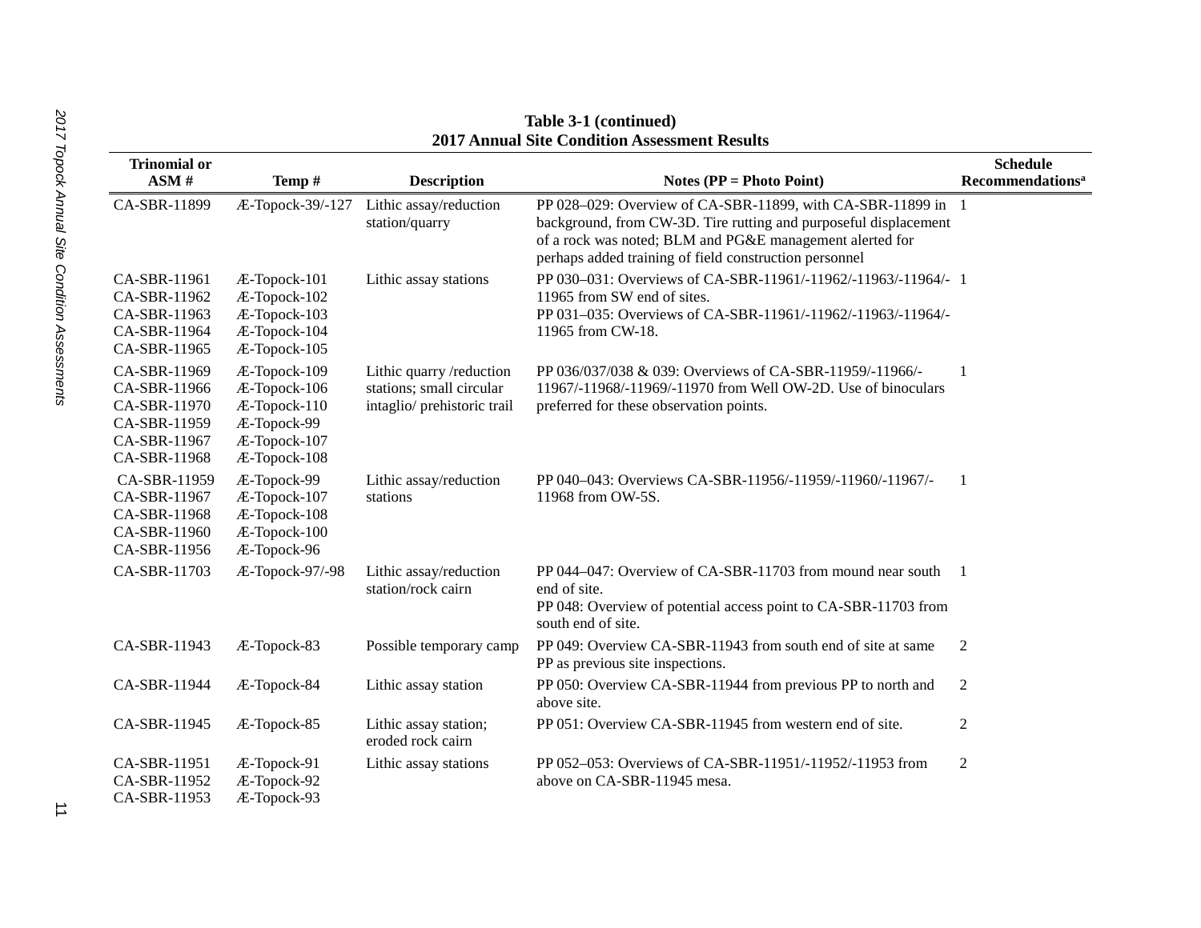**Table 3-1 (continued)**
**2017 Annual Site Condition Assessment Results**

| Trinomial or ASM # | Temp # | Description | Notes (PP = Photo Point) | Schedule Recommendations[a] |
|---|---|---|---|---|
| CA-SBR-11899 | Æ-Topock-39/-127 | Lithic assay/reduction station/quarry | PP 028–029: Overview of CA-SBR-11899, with CA-SBR-11899 in background, from CW-3D. Tire rutting and purposeful displacement of a rock was noted; BLM and PG&E management alerted for perhaps added training of field construction personnel | 1 |
| CA-SBR-11961<br>CA-SBR-11962<br>CA-SBR-11963<br>CA-SBR-11964<br>CA-SBR-11965 | Æ-Topock-101<br>Æ-Topock-102<br>Æ-Topock-103<br>Æ-Topock-104<br>Æ-Topock-105 | Lithic assay stations | PP 030–031: Overviews of CA-SBR-11961/-11962/-11963/-11964/-11965 from SW end of sites.<br>PP 031–035: Overviews of CA-SBR-11961/-11962/-11963/-11964/-11965 from CW-18. | 1 |
| CA-SBR-11969<br>CA-SBR-11966<br>CA-SBR-11970<br>CA-SBR-11959<br>CA-SBR-11967<br>CA-SBR-11968 | Æ-Topock-109<br>Æ-Topock-106<br>Æ-Topock-110<br>Æ-Topock-99<br>Æ-Topock-107<br>Æ-Topock-108 | Lithic quarry /reduction stations; small circular intaglio/ prehistoric trail | PP 036/037/038 & 039: Overviews of CA-SBR-11959/-11966/-11967/-11968/-11969/-11970 from Well OW-2D. Use of binoculars preferred for these observation points. | 1 |
| CA-SBR-11959<br>CA-SBR-11967<br>CA-SBR-11968<br>CA-SBR-11960<br>CA-SBR-11956 | Æ-Topock-99<br>Æ-Topock-107<br>Æ-Topock-108<br>Æ-Topock-100<br>Æ-Topock-96 | Lithic assay/reduction stations | PP 040–043: Overviews CA-SBR-11956/-11959/-11960/-11967/-11968 from OW-5S. | 1 |
| CA-SBR-11703 | Æ-Topock-97/-98 | Lithic assay/reduction station/rock cairn | PP 044–047: Overview of CA-SBR-11703 from mound near south end of site.<br>PP 048: Overview of potential access point to CA-SBR-11703 from south end of site. | 1 |
| CA-SBR-11943 | Æ-Topock-83 | Possible temporary camp | PP 049: Overview CA-SBR-11943 from south end of site at same PP as previous site inspections. | 2 |
| CA-SBR-11944 | Æ-Topock-84 | Lithic assay station | PP 050: Overview CA-SBR-11944 from previous PP to north and above site. | 2 |
| CA-SBR-11945 | Æ-Topock-85 | Lithic assay station; eroded rock cairn | PP 051: Overview CA-SBR-11945 from western end of site. | 2 |
| CA-SBR-11951<br>CA-SBR-11952<br>CA-SBR-11953 | Æ-Topock-91<br>Æ-Topock-92<br>Æ-Topock-93 | Lithic assay stations | PP 052–053: Overviews of CA-SBR-11951/-11952/-11953 from above on CA-SBR-11945 mesa. | 2 |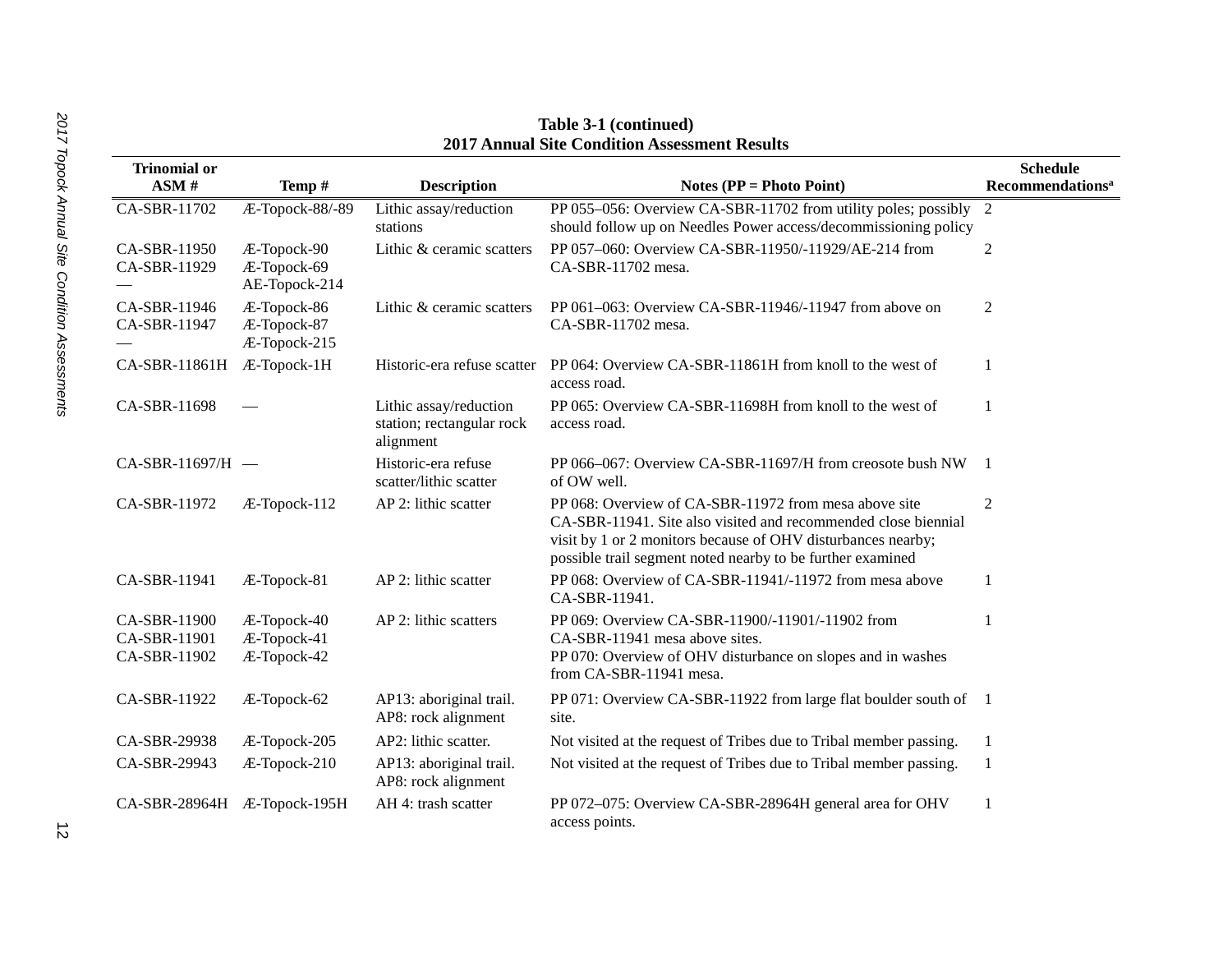**Table 3-1 (continued)**
**2017 Annual Site Condition Assessment Results**

| Trinomial or ASM # | Temp # | Description | Notes (PP = Photo Point) | Schedule Recommendations[a] |
|---|---|---|---|---|
| CA-SBR-11702 | Æ-Topock-88/-89 | Lithic assay/reduction stations | PP 055–056: Overview CA-SBR-11702 from utility poles; possibly should follow up on Needles Power access/decommissioning policy | 2 |
| CA-SBR-11950<br>CA-SBR-11929<br>— | Æ-Topock-90<br>Æ-Topock-69<br>AE-Topock-214 | Lithic & ceramic scatters | PP 057–060: Overview CA-SBR-11950/-11929/AE-214 from CA-SBR-11702 mesa. | 2 |
| CA-SBR-11946<br>CA-SBR-11947<br>— | Æ-Topock-86<br>Æ-Topock-87<br>Æ-Topock-215 | Lithic & ceramic scatters | PP 061–063: Overview CA-SBR-11946/-11947 from above on CA-SBR-11702 mesa. | 2 |
| CA-SBR-11861H | Æ-Topock-1H | Historic-era refuse scatter | PP 064: Overview CA-SBR-11861H from knoll to the west of access road. | 1 |
| CA-SBR-11698 | — | Lithic assay/reduction station; rectangular rock alignment | PP 065: Overview CA-SBR-11698H from knoll to the west of access road. | 1 |
| CA-SBR-11697/H | — | Historic-era refuse scatter/lithic scatter | PP 066–067: Overview CA-SBR-11697/H from creosote bush NW of OW well. | 1 |
| CA-SBR-11972 | Æ-Topock-112 | AP 2: lithic scatter | PP 068: Overview of CA-SBR-11972 from mesa above site CA-SBR-11941. Site also visited and recommended close biennial visit by 1 or 2 monitors because of OHV disturbances nearby; possible trail segment noted nearby to be further examined | 2 |
| CA-SBR-11941 | Æ-Topock-81 | AP 2: lithic scatter | PP 068: Overview of CA-SBR-11941/-11972 from mesa above CA-SBR-11941. | 1 |
| CA-SBR-11900<br>CA-SBR-11901<br>CA-SBR-11902 | Æ-Topock-40<br>Æ-Topock-41<br>Æ-Topock-42 | AP 2: lithic scatters | PP 069: Overview CA-SBR-11900/-11901/-11902 from CA-SBR-11941 mesa above sites.<br>PP 070: Overview of OHV disturbance on slopes and in washes from CA-SBR-11941 mesa. | 1 |
| CA-SBR-11922 | Æ-Topock-62 | AP13: aboriginal trail.<br>AP8: rock alignment | PP 071: Overview CA-SBR-11922 from large flat boulder south of site. | 1 |
| CA-SBR-29938 | Æ-Topock-205 | AP2: lithic scatter. | Not visited at the request of Tribes due to Tribal member passing. | 1 |
| CA-SBR-29943 | Æ-Topock-210 | AP13: aboriginal trail.<br>AP8: rock alignment | Not visited at the request of Tribes due to Tribal member passing. | 1 |
| CA-SBR-28964H | Æ-Topock-195H | AH 4: trash scatter | PP 072–075: Overview CA-SBR-28964H general area for OHV access points. | 1 |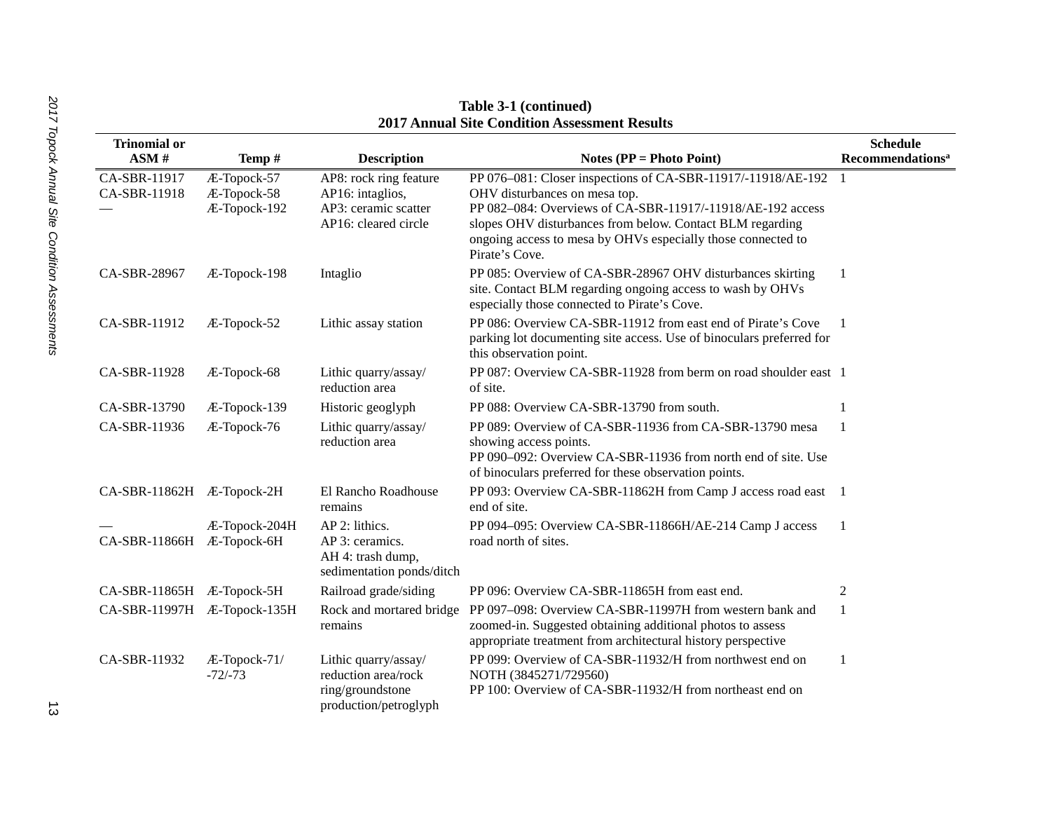**Table 3-1 (continued)**
**2017 Annual Site Condition Assessment Results**

| Trinomial or ASM # | Temp # | Description | Notes (PP = Photo Point) | Schedule Recommendations[a] |
|---|---|---|---|---|
| CA-SBR-11917<br>CA-SBR-11918<br>— | Æ-Topock-57<br>Æ-Topock-58<br>Æ-Topock-192 | AP8: rock ring feature<br>AP16: intaglios,<br>AP3: ceramic scatter<br>AP16: cleared circle | PP 076–081: Closer inspections of CA-SBR-11917/-11918/AE-192 OHV disturbances on mesa top.<br>PP 082–084: Overviews of CA-SBR-11917/-11918/AE-192 access slopes OHV disturbances from below. Contact BLM regarding ongoing access to mesa by OHVs especially those connected to Pirate's Cove. | 1 |
| CA-SBR-28967 | Æ-Topock-198 | Intaglio | PP 085: Overview of CA-SBR-28967 OHV disturbances skirting site. Contact BLM regarding ongoing access to wash by OHVs especially those connected to Pirate's Cove. | 1 |
| CA-SBR-11912 | Æ-Topock-52 | Lithic assay station | PP 086: Overview CA-SBR-11912 from east end of Pirate's Cove parking lot documenting site access. Use of binoculars preferred for this observation point. | 1 |
| CA-SBR-11928 | Æ-Topock-68 | Lithic quarry/assay/ reduction area | PP 087: Overview CA-SBR-11928 from berm on road shoulder east of site. | 1 |
| CA-SBR-13790 | Æ-Topock-139 | Historic geoglyph | PP 088: Overview CA-SBR-13790 from south. | 1 |
| CA-SBR-11936 | Æ-Topock-76 | Lithic quarry/assay/ reduction area | PP 089: Overview of CA-SBR-11936 from CA-SBR-13790 mesa showing access points.<br>PP 090–092: Overview CA-SBR-11936 from north end of site. Use of binoculars preferred for these observation points. | 1 |
| CA-SBR-11862H | Æ-Topock-2H | El Rancho Roadhouse remains | PP 093: Overview CA-SBR-11862H from Camp J access road east end of site. | 1 |
| —<br>CA-SBR-11866H | Æ-Topock-204H<br>Æ-Topock-6H | AP 2: lithics.<br>AP 3: ceramics.<br>AH 4: trash dump, sedimentation ponds/ditch | PP 094–095: Overview CA-SBR-11866H/AE-214 Camp J access road north of sites. | 1 |
| CA-SBR-11865H | Æ-Topock-5H | Railroad grade/siding | PP 096: Overview CA-SBR-11865H from east end. | 2 |
| CA-SBR-11997H | Æ-Topock-135H | Rock and mortared bridge remains | PP 097–098: Overview CA-SBR-11997H from western bank and zoomed-in. Suggested obtaining additional photos to assess appropriate treatment from architectural history perspective | 1 |
| CA-SBR-11932 | Æ-Topock-71/ -72/-73 | Lithic quarry/assay/ reduction area/rock ring/groundstone production/petroglyph | PP 099: Overview of CA-SBR-11932/H from northwest end on NOTH (3845271/729560)<br>PP 100: Overview of CA-SBR-11932/H from northeast end on | 1 |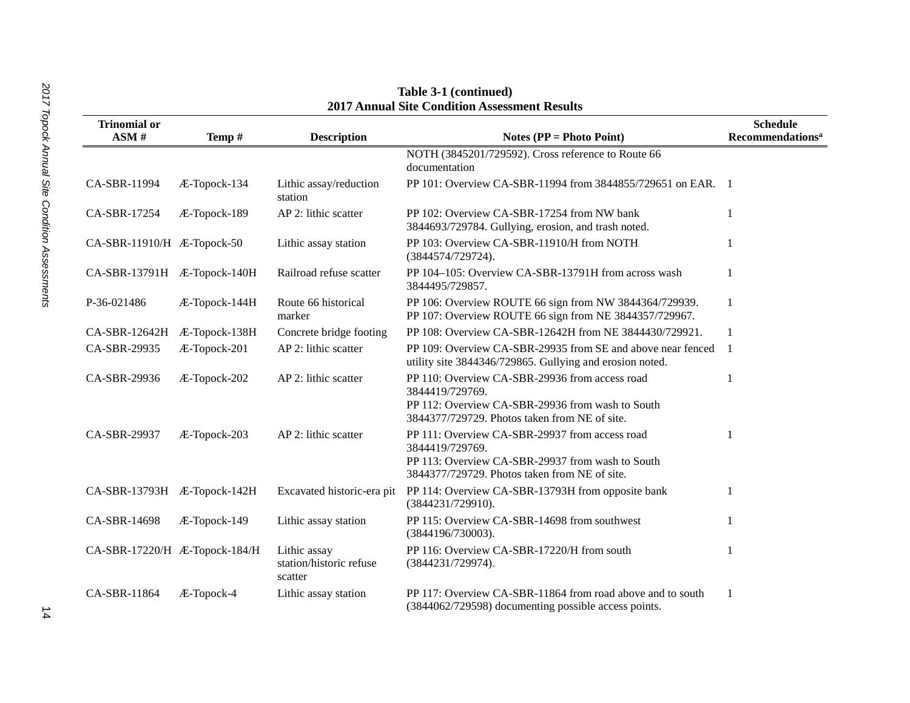**Table 3-1 (continued)**
**2017 Annual Site Condition Assessment Results**

| Trinomial or ASM # | Temp # | Description | Notes (PP = Photo Point) | Schedule Recommendations[a] |
|---|---|---|---|---|
| | | | NOTH (3845201/729592). Cross reference to Route 66 documentation | |
| CA-SBR-11994 | Æ-Topock-134 | Lithic assay/reduction station | PP 101: Overview CA-SBR-11994 from 3844855/729651 on EAR. | 1 |
| CA-SBR-17254 | Æ-Topock-189 | AP 2: lithic scatter | PP 102: Overview CA-SBR-17254 from NW bank 3844693/729784. Gullying, erosion, and trash noted. | 1 |
| CA-SBR-11910/H | Æ-Topock-50 | Lithic assay station | PP 103: Overview CA-SBR-11910/H from NOTH (3844574/729724). | 1 |
| CA-SBR-13791H | Æ-Topock-140H | Railroad refuse scatter | PP 104–105: Overview CA-SBR-13791H from across wash 3844495/729857. | 1 |
| P-36-021486 | Æ-Topock-144H | Route 66 historical marker | PP 106: Overview ROUTE 66 sign from NW 3844364/729939. PP 107: Overview ROUTE 66 sign from NE 3844357/729967. | 1 |
| CA-SBR-12642H | Æ-Topock-138H | Concrete bridge footing | PP 108: Overview CA-SBR-12642H from NE 3844430/729921. | 1 |
| CA-SBR-29935 | Æ-Topock-201 | AP 2: lithic scatter | PP 109: Overview CA-SBR-29935 from SE and above near fenced utility site 3844346/729865. Gullying and erosion noted. | 1 |
| CA-SBR-29936 | Æ-Topock-202 | AP 2: lithic scatter | PP 110: Overview CA-SBR-29936 from access road 3844419/729769. PP 112: Overview CA-SBR-29936 from wash to South 3844377/729729. Photos taken from NE of site. | 1 |
| CA-SBR-29937 | Æ-Topock-203 | AP 2: lithic scatter | PP 111: Overview CA-SBR-29937 from access road 3844419/729769. PP 113: Overview CA-SBR-29937 from wash to South 3844377/729729. Photos taken from NE of site. | 1 |
| CA-SBR-13793H | Æ-Topock-142H | Excavated historic-era pit | PP 114: Overview CA-SBR-13793H from opposite bank (3844231/729910). | 1 |
| CA-SBR-14698 | Æ-Topock-149 | Lithic assay station | PP 115: Overview CA-SBR-14698 from southwest (3844196/730003). | 1 |
| CA-SBR-17220/H | Æ-Topock-184/H | Lithic assay station/historic refuse scatter | PP 116: Overview CA-SBR-17220/H from south (3844231/729974). | 1 |
| CA-SBR-11864 | Æ-Topock-4 | Lithic assay station | PP 117: Overview CA-SBR-11864 from road above and to south (3844062/729598) documenting possible access points. | 1 |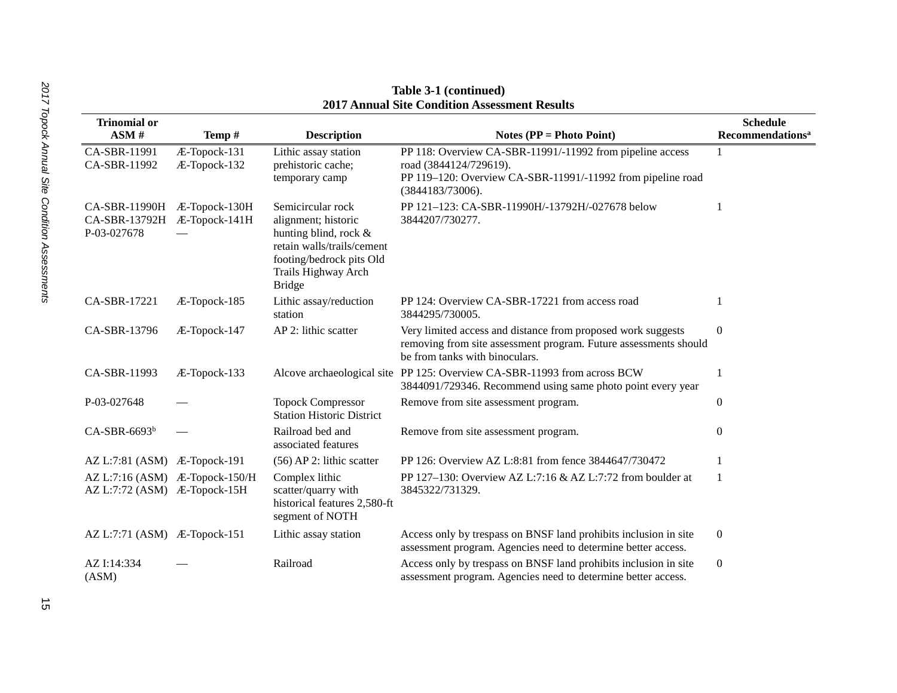**Table 3-1 (continued)**
**2017 Annual Site Condition Assessment Results**

| Trinomial or ASM # | Temp # | Description | Notes (PP = Photo Point) | Schedule Recommendations[a] |
|---|---|---|---|---|
| CA-SBR-11991<br>CA-SBR-11992 | Æ-Topock-131<br>Æ-Topock-132 | Lithic assay station prehistoric cache; temporary camp | PP 118: Overview CA-SBR-11991/-11992 from pipeline access road (3844124/729619).<br>PP 119–120: Overview CA-SBR-11991/-11992 from pipeline road (3844183/73006). | 1 |
| CA-SBR-11990H<br>CA-SBR-13792H<br>P-03-027678 | Æ-Topock-130H<br>Æ-Topock-141H<br>— | Semicircular rock alignment; historic hunting blind, rock & retain walls/trails/cement footing/bedrock pits Old Trails Highway Arch Bridge | PP 121–123: CA-SBR-11990H/-13792H/-027678 below 3844207/730277. | 1 |
| CA-SBR-17221 | Æ-Topock-185 | Lithic assay/reduction station | PP 124: Overview CA-SBR-17221 from access road 3844295/730005. | 1 |
| CA-SBR-13796 | Æ-Topock-147 | AP 2: lithic scatter | Very limited access and distance from proposed work suggests removing from site assessment program. Future assessments should be from tanks with binoculars. | 0 |
| CA-SBR-11993 | Æ-Topock-133 | Alcove archaeological site | PP 125: Overview CA-SBR-11993 from across BCW 3844091/729346. Recommend using same photo point every year | 1 |
| P-03-027648 | — | Topock Compressor Station Historic District | Remove from site assessment program. | 0 |
| CA-SBR-6693[b] | — | Railroad bed and associated features | Remove from site assessment program. | 0 |
| AZ L:7:81 (ASM) | Æ-Topock-191 | (56) AP 2: lithic scatter | PP 126: Overview AZ L:8:81 from fence 3844647/730472 | 1 |
| AZ L:7:16 (ASM)<br>AZ L:7:72 (ASM) | Æ-Topock-150/H<br>Æ-Topock-15H | Complex lithic scatter/quarry with historical features 2,580-ft segment of NOTH | PP 127–130: Overview AZ L:7:16 & AZ L:7:72 from boulder at 3845322/731329. | 1 |
| AZ L:7:71 (ASM) | Æ-Topock-151 | Lithic assay station | Access only by trespass on BNSF land prohibits inclusion in site assessment program. Agencies need to determine better access. | 0 |
| AZ I:14:334 (ASM) | — | Railroad | Access only by trespass on BNSF land prohibits inclusion in site assessment program. Agencies need to determine better access. | 0 |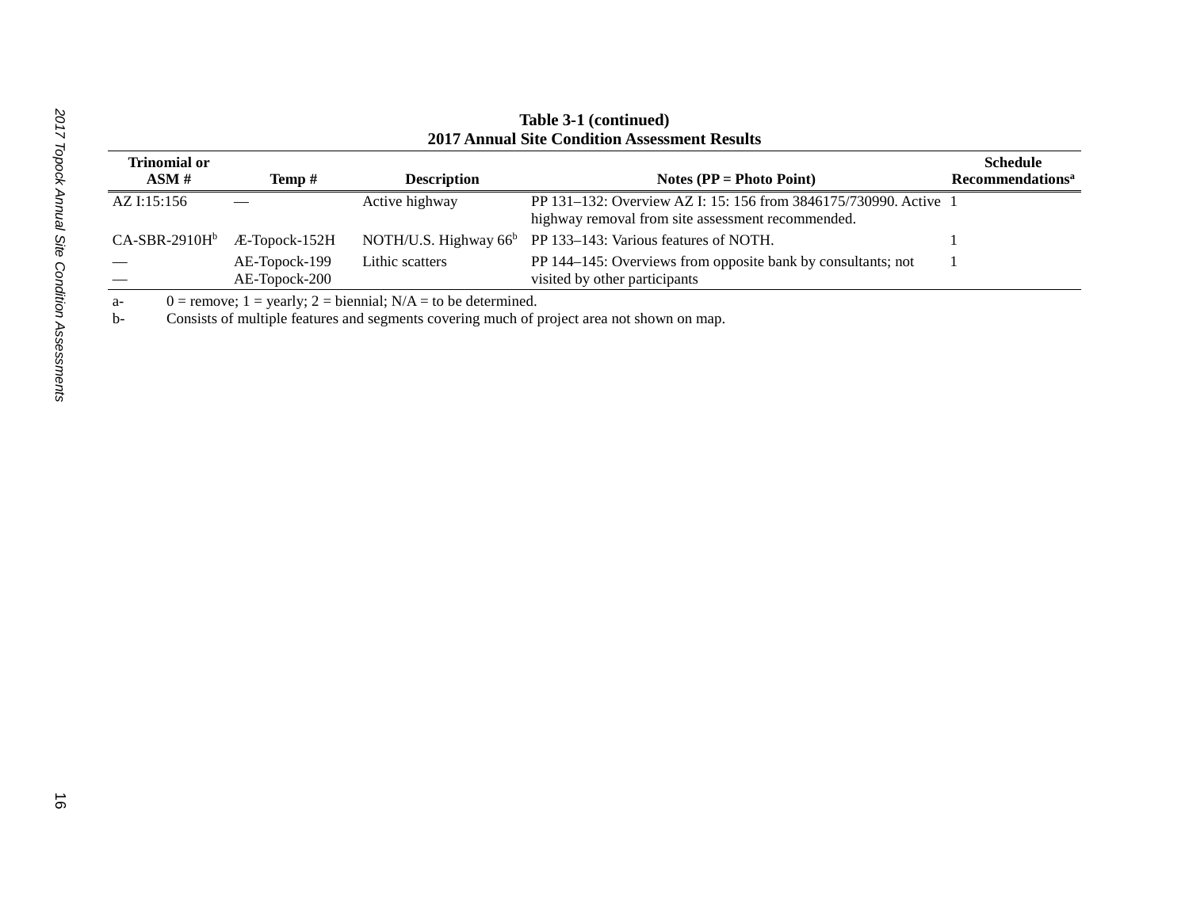**Table 3-1 (continued)**
**2017 Annual Site Condition Assessment Results**

| Trinomial or ASM # | Temp # | Description | Notes (PP = Photo Point) | Schedule Recommendations[a] |
|---|---|---|---|---|
| AZ I:15:156 | — | Active highway | PP 131–132: Overview AZ I: 15: 156 from 3846175/730990. Active highway removal from site assessment recommended. | 1 |
| CA-SBR-2910H[b] | Æ-Topock-152H | NOTH/U.S. Highway 66[b] | PP 133–143: Various features of NOTH. | 1 |
| —<br>— | AE-Topock-199<br>AE-Topock-200 | Lithic scatters | PP 144–145: Overviews from opposite bank by consultants; not visited by other participants | 1 |

a- 0 = remove; 1 = yearly; 2 = biennial; N/A = to be determined.
b- Consists of multiple features and segments covering much of project area not shown on map.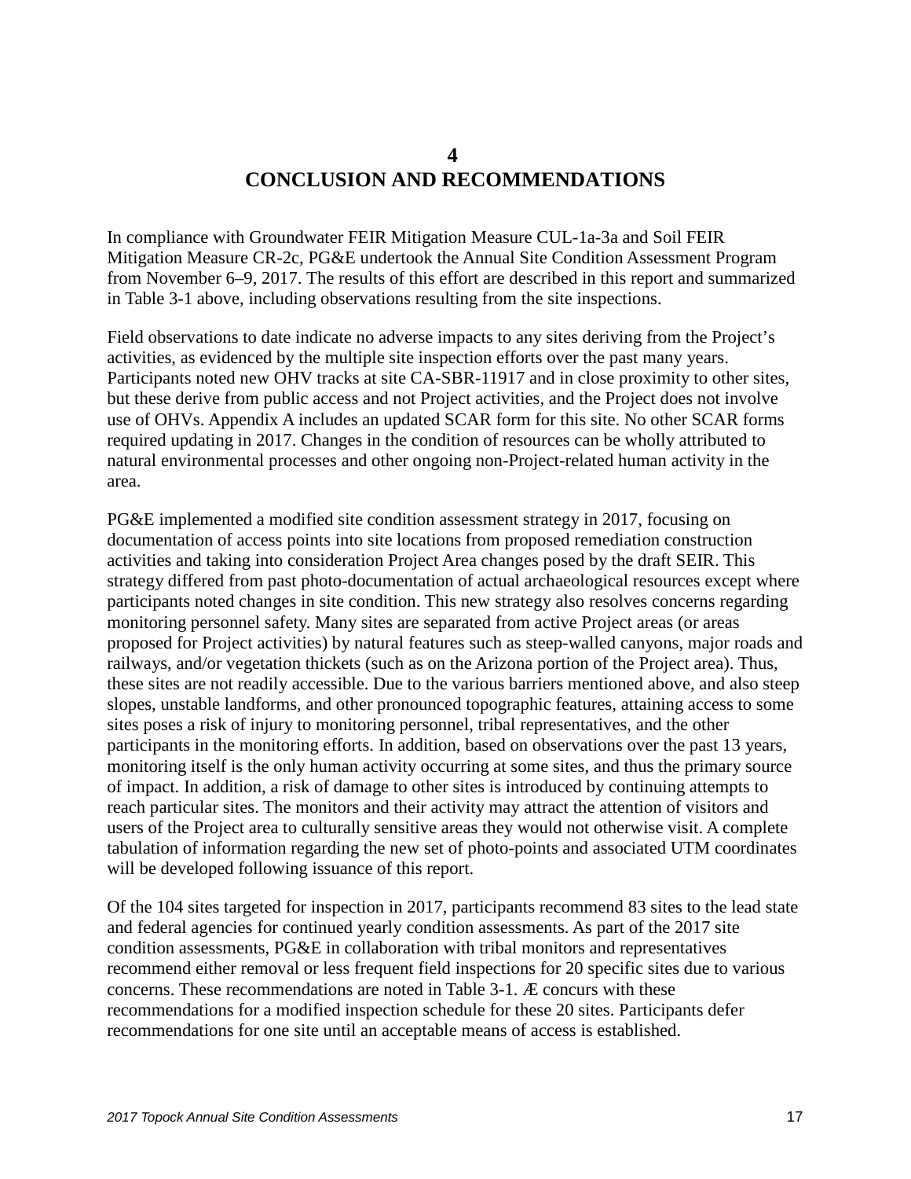# 4
# CONCLUSION AND RECOMMENDATIONS

In compliance with Groundwater FEIR Mitigation Measure CUL-1a-3a and Soil FEIR Mitigation Measure CR-2c, PG&E undertook the Annual Site Condition Assessment Program from November 6–9, 2017. The results of this effort are described in this report and summarized in Table 3-1 above, including observations resulting from the site inspections.

Field observations to date indicate no adverse impacts to any sites deriving from the Project's activities, as evidenced by the multiple site inspection efforts over the past many years. Participants noted new OHV tracks at site CA-SBR-11917 and in close proximity to other sites, but these derive from public access and not Project activities, and the Project does not involve use of OHVs. Appendix A includes an updated SCAR form for this site. No other SCAR forms required updating in 2017. Changes in the condition of resources can be wholly attributed to natural environmental processes and other ongoing non-Project-related human activity in the area.

PG&E implemented a modified site condition assessment strategy in 2017, focusing on documentation of access points into site locations from proposed remediation construction activities and taking into consideration Project Area changes posed by the draft SEIR. This strategy differed from past photo-documentation of actual archaeological resources except where participants noted changes in site condition. This new strategy also resolves concerns regarding monitoring personnel safety. Many sites are separated from active Project areas (or areas proposed for Project activities) by natural features such as steep-walled canyons, major roads and railways, and/or vegetation thickets (such as on the Arizona portion of the Project area). Thus, these sites are not readily accessible. Due to the various barriers mentioned above, and also steep slopes, unstable landforms, and other pronounced topographic features, attaining access to some sites poses a risk of injury to monitoring personnel, tribal representatives, and the other participants in the monitoring efforts. In addition, based on observations over the past 13 years, monitoring itself is the only human activity occurring at some sites, and thus the primary source of impact. In addition, a risk of damage to other sites is introduced by continuing attempts to reach particular sites. The monitors and their activity may attract the attention of visitors and users of the Project area to culturally sensitive areas they would not otherwise visit. A complete tabulation of information regarding the new set of photo-points and associated UTM coordinates will be developed following issuance of this report.

Of the 104 sites targeted for inspection in 2017, participants recommend 83 sites to the lead state and federal agencies for continued yearly condition assessments. As part of the 2017 site condition assessments, PG&E in collaboration with tribal monitors and representatives recommend either removal or less frequent field inspections for 20 specific sites due to various concerns. These recommendations are noted in Table 3-1. Æ concurs with these recommendations for a modified inspection schedule for these 20 sites. Participants defer recommendations for one site until an acceptable means of access is established.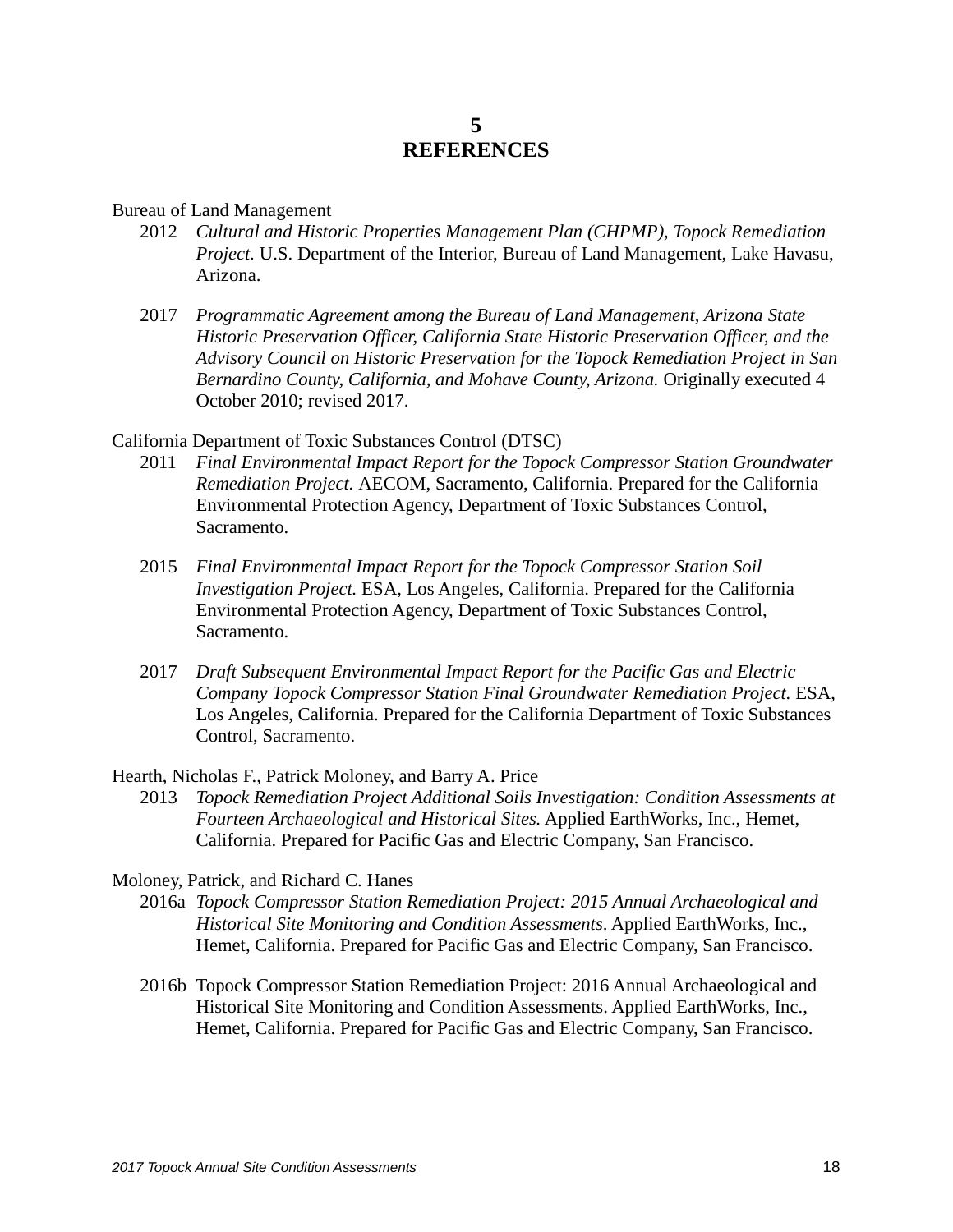# 5 REFERENCES

Bureau of Land Management

2012 *Cultural and Historic Properties Management Plan (CHPMP), Topock Remediation Project.* U.S. Department of the Interior, Bureau of Land Management, Lake Havasu, Arizona.

2017 *Programmatic Agreement among the Bureau of Land Management, Arizona State Historic Preservation Officer, California State Historic Preservation Officer, and the Advisory Council on Historic Preservation for the Topock Remediation Project in San Bernardino County, California, and Mohave County, Arizona.* Originally executed 4 October 2010; revised 2017.

California Department of Toxic Substances Control (DTSC)

2011 *Final Environmental Impact Report for the Topock Compressor Station Groundwater Remediation Project.* AECOM, Sacramento, California. Prepared for the California Environmental Protection Agency, Department of Toxic Substances Control, Sacramento.

2015 *Final Environmental Impact Report for the Topock Compressor Station Soil Investigation Project.* ESA, Los Angeles, California. Prepared for the California Environmental Protection Agency, Department of Toxic Substances Control, Sacramento.

2017 *Draft Subsequent Environmental Impact Report for the Pacific Gas and Electric Company Topock Compressor Station Final Groundwater Remediation Project.* ESA, Los Angeles, California. Prepared for the California Department of Toxic Substances Control, Sacramento.

Hearth, Nicholas F., Patrick Moloney, and Barry A. Price

2013 *Topock Remediation Project Additional Soils Investigation: Condition Assessments at Fourteen Archaeological and Historical Sites.* Applied EarthWorks, Inc., Hemet, California. Prepared for Pacific Gas and Electric Company, San Francisco.

Moloney, Patrick, and Richard C. Hanes

2016a *Topock Compressor Station Remediation Project: 2015 Annual Archaeological and Historical Site Monitoring and Condition Assessments*. Applied EarthWorks, Inc., Hemet, California. Prepared for Pacific Gas and Electric Company, San Francisco.

2016b Topock Compressor Station Remediation Project: 2016 Annual Archaeological and Historical Site Monitoring and Condition Assessments. Applied EarthWorks, Inc., Hemet, California. Prepared for Pacific Gas and Electric Company, San Francisco.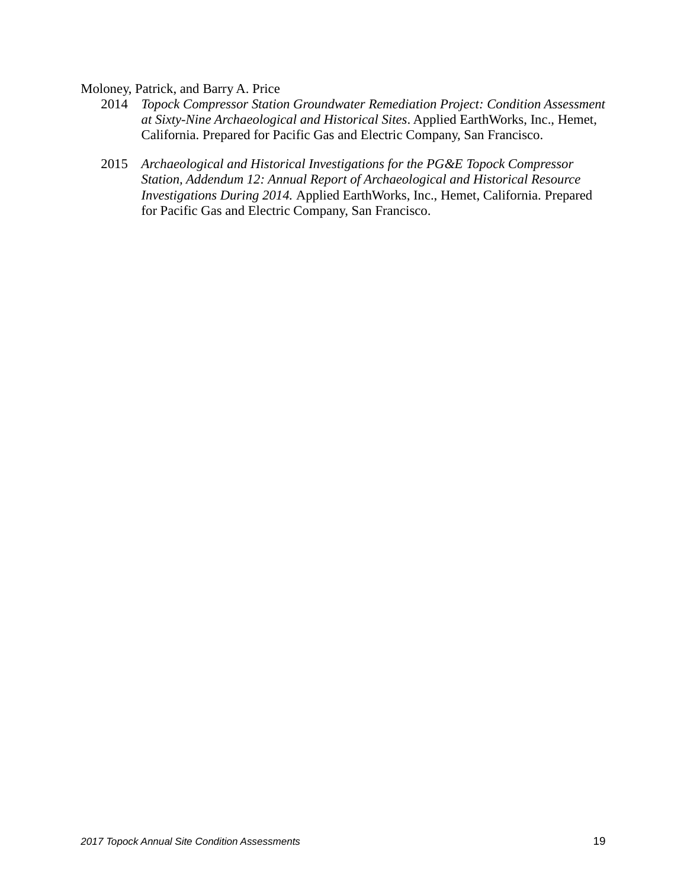Moloney, Patrick, and Barry A. Price

2014 *Topock Compressor Station Groundwater Remediation Project: Condition Assessment at Sixty-Nine Archaeological and Historical Sites*. Applied EarthWorks, Inc., Hemet, California. Prepared for Pacific Gas and Electric Company, San Francisco.

2015 *Archaeological and Historical Investigations for the PG&E Topock Compressor Station, Addendum 12: Annual Report of Archaeological and Historical Resource Investigations During 2014.* Applied EarthWorks, Inc., Hemet, California. Prepared for Pacific Gas and Electric Company, San Francisco.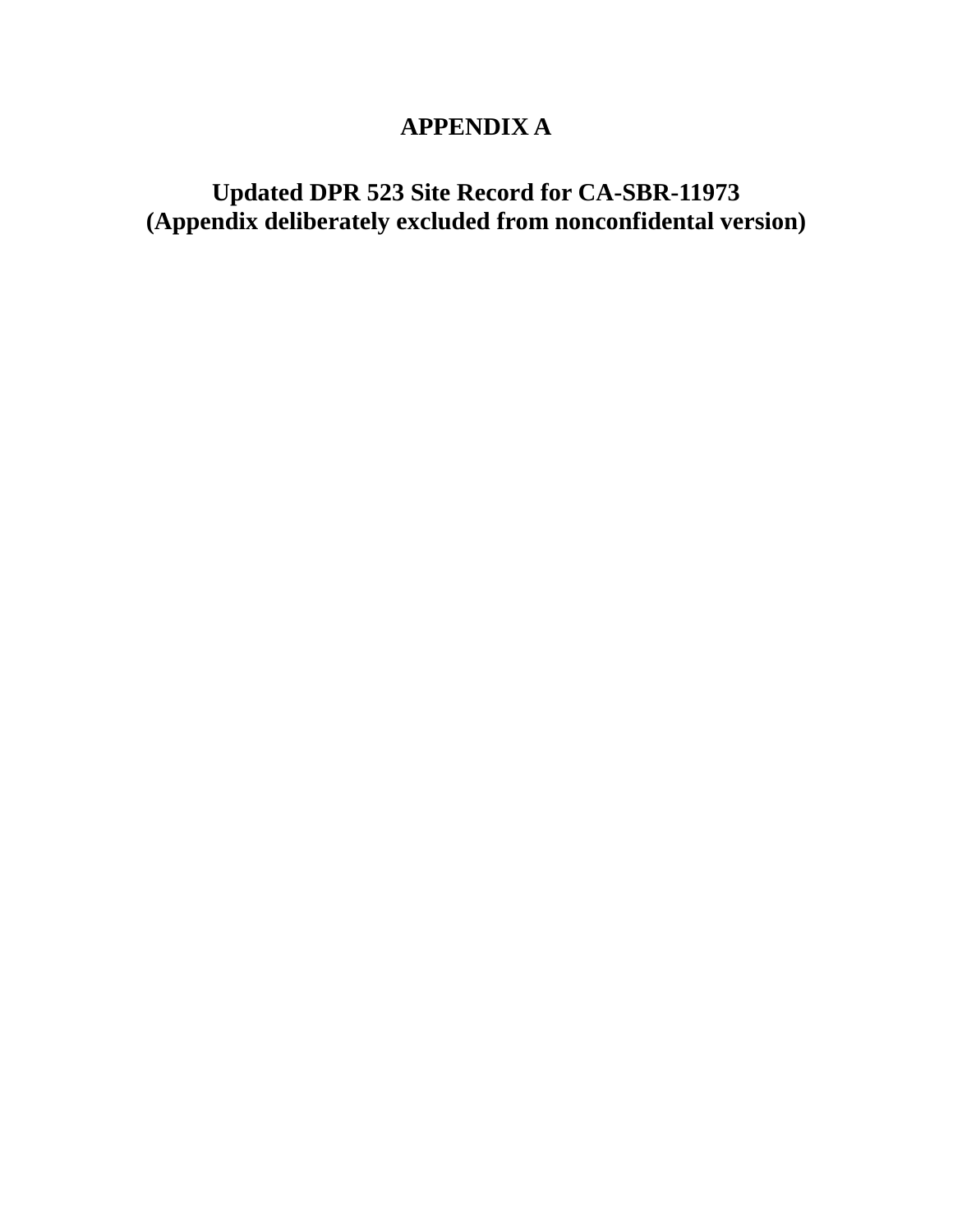# APPENDIX A

## Updated DPR 523 Site Record for CA-SBR-11973
## (Appendix deliberately excluded from nonconfidental version)